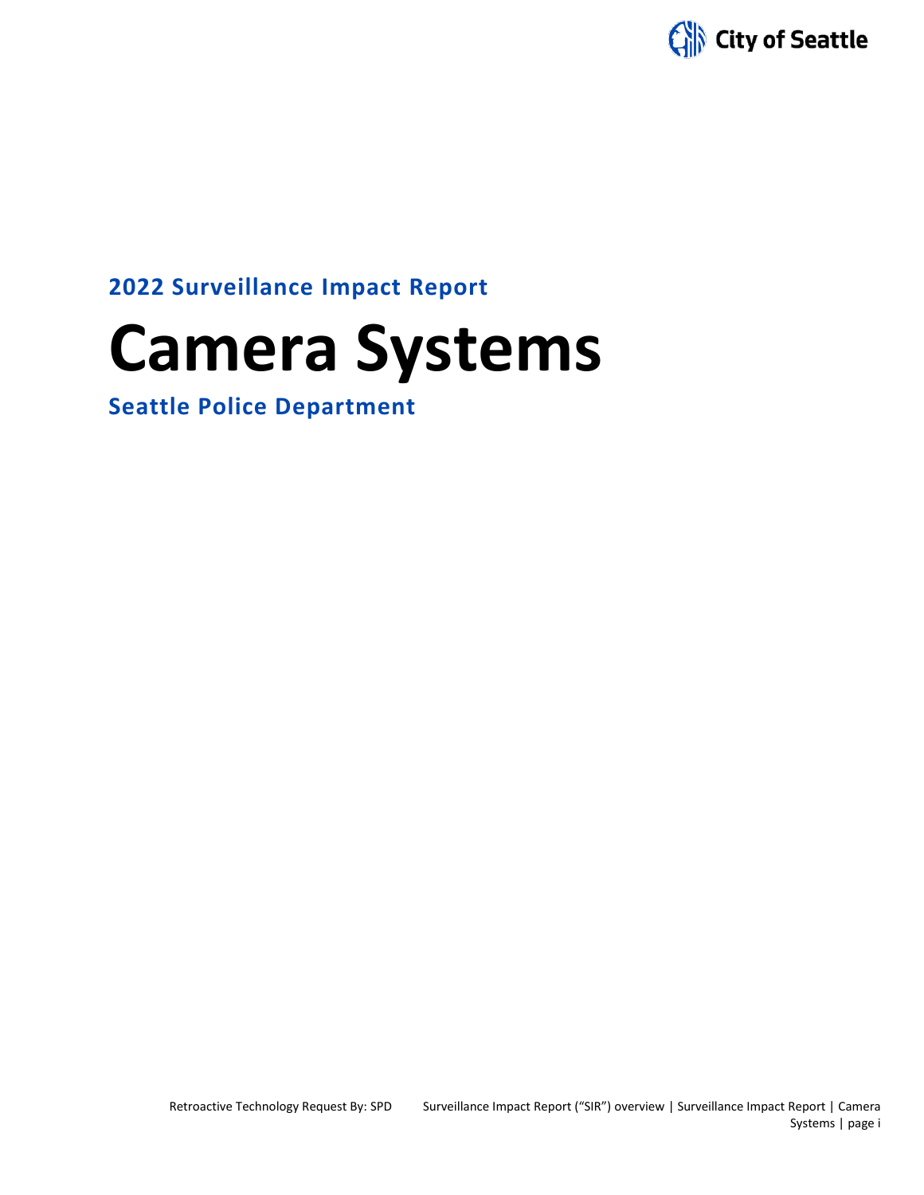City of Seattle

**2022 Surveillance Impact Report**

# Camera Systems

**Seattle Police Department**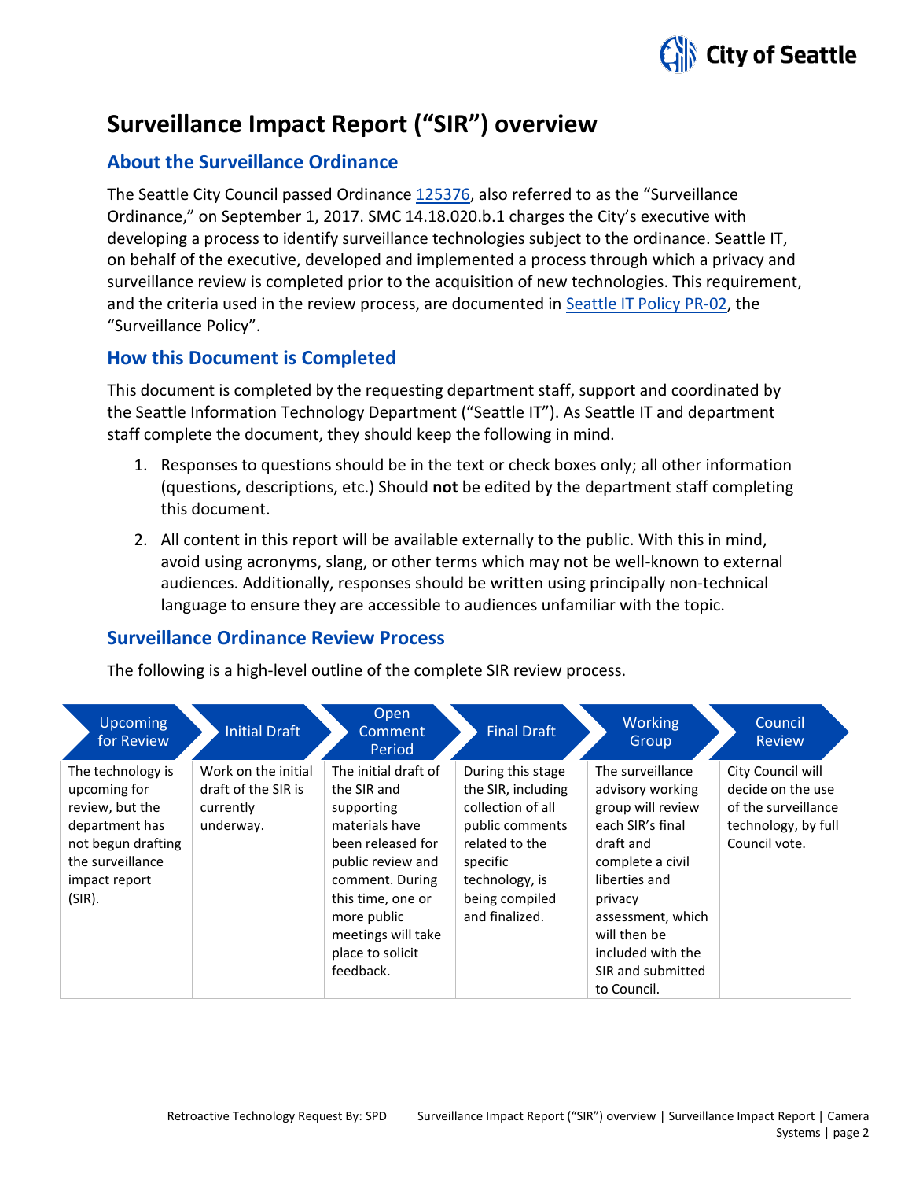# Surveillance Impact Report ("SIR") overview

## About the Surveillance Ordinance

The Seattle City Council passed Ordinance [125376](), also referred to as the "Surveillance Ordinance," on September 1, 2017. SMC 14.18.020.b.1 charges the City's executive with developing a process to identify surveillance technologies subject to the ordinance. Seattle IT, on behalf of the executive, developed and implemented a process through which a privacy and surveillance review is completed prior to the acquisition of new technologies. This requirement, and the criteria used in the review process, are documented in [Seattle IT Policy PR-02](), the "Surveillance Policy".

## How this Document is Completed

This document is completed by the requesting department staff, support and coordinated by the Seattle Information Technology Department ("Seattle IT"). As Seattle IT and department staff complete the document, they should keep the following in mind.

1. Responses to questions should be in the text or check boxes only; all other information (questions, descriptions, etc.) Should **not** be edited by the department staff completing this document.
2. All content in this report will be available externally to the public. With this in mind, avoid using acronyms, slang, or other terms which may not be well-known to external audiences. Additionally, responses should be written using principally non-technical language to ensure they are accessible to audiences unfamiliar with the topic.

## Surveillance Ordinance Review Process

The following is a high-level outline of the complete SIR review process.

| Upcoming for Review | Initial Draft | Open Comment Period | Final Draft | Working Group | Council Review |
|---|---|---|---|---|---|
| The technology is upcoming for review, but the department has not begun drafting the surveillance impact report (SIR). | Work on the initial draft of the SIR is currently underway. | The initial draft of the SIR and supporting materials have been released for public review and comment. During this time, one or more public meetings will take place to solicit feedback. | During this stage the SIR, including collection of all public comments related to the specific technology, is being compiled and finalized. | The surveillance advisory working group will review each SIR's final draft and complete a civil liberties and privacy assessment, which will then be included with the SIR and submitted to Council. | City Council will decide on the use of the surveillance technology, by full Council vote. |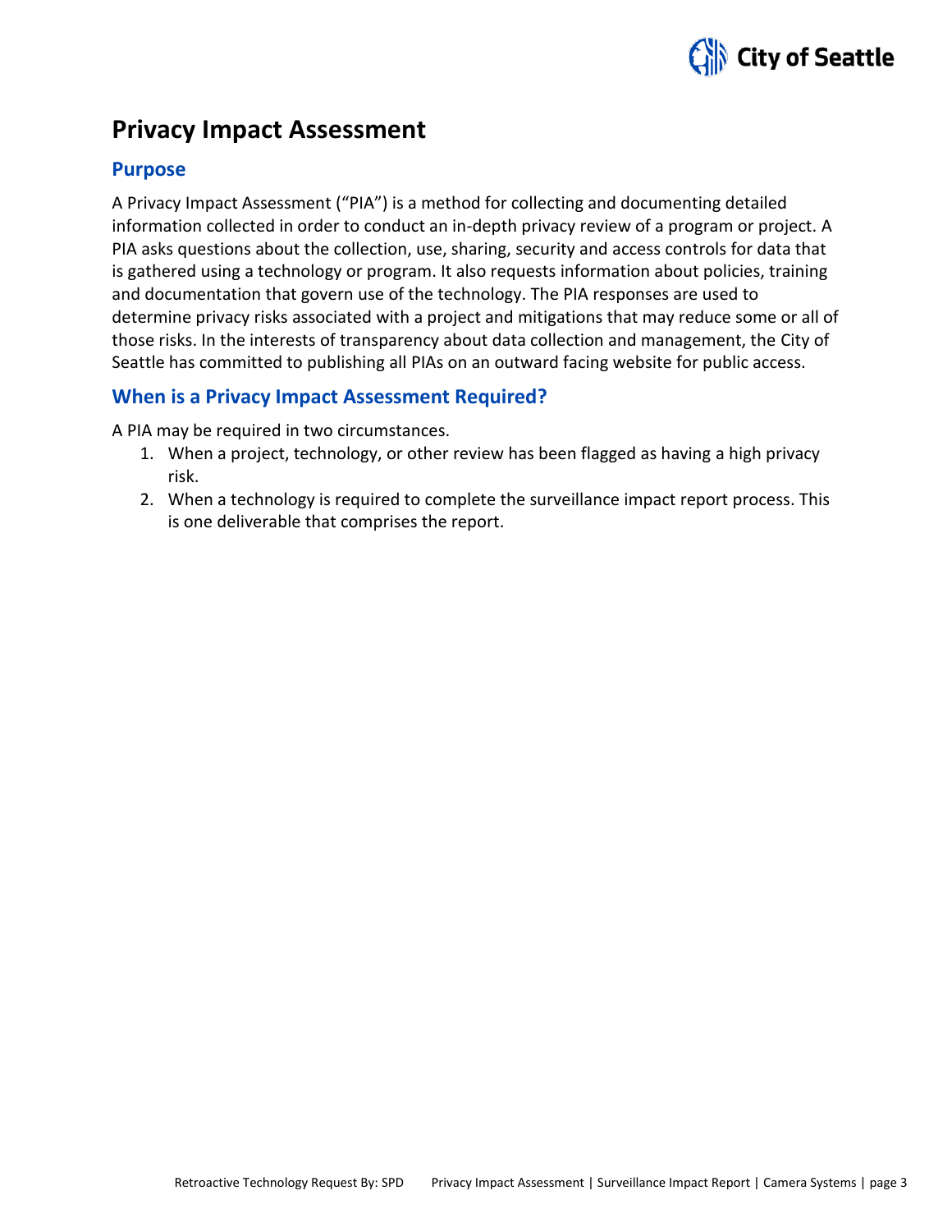# Privacy Impact Assessment

## Purpose

A Privacy Impact Assessment ("PIA") is a method for collecting and documenting detailed information collected in order to conduct an in-depth privacy review of a program or project. A PIA asks questions about the collection, use, sharing, security and access controls for data that is gathered using a technology or program. It also requests information about policies, training and documentation that govern use of the technology. The PIA responses are used to determine privacy risks associated with a project and mitigations that may reduce some or all of those risks. In the interests of transparency about data collection and management, the City of Seattle has committed to publishing all PIAs on an outward facing website for public access.

## When is a Privacy Impact Assessment Required?

A PIA may be required in two circumstances.

1. When a project, technology, or other review has been flagged as having a high privacy risk.
2. When a technology is required to complete the surveillance impact report process. This is one deliverable that comprises the report.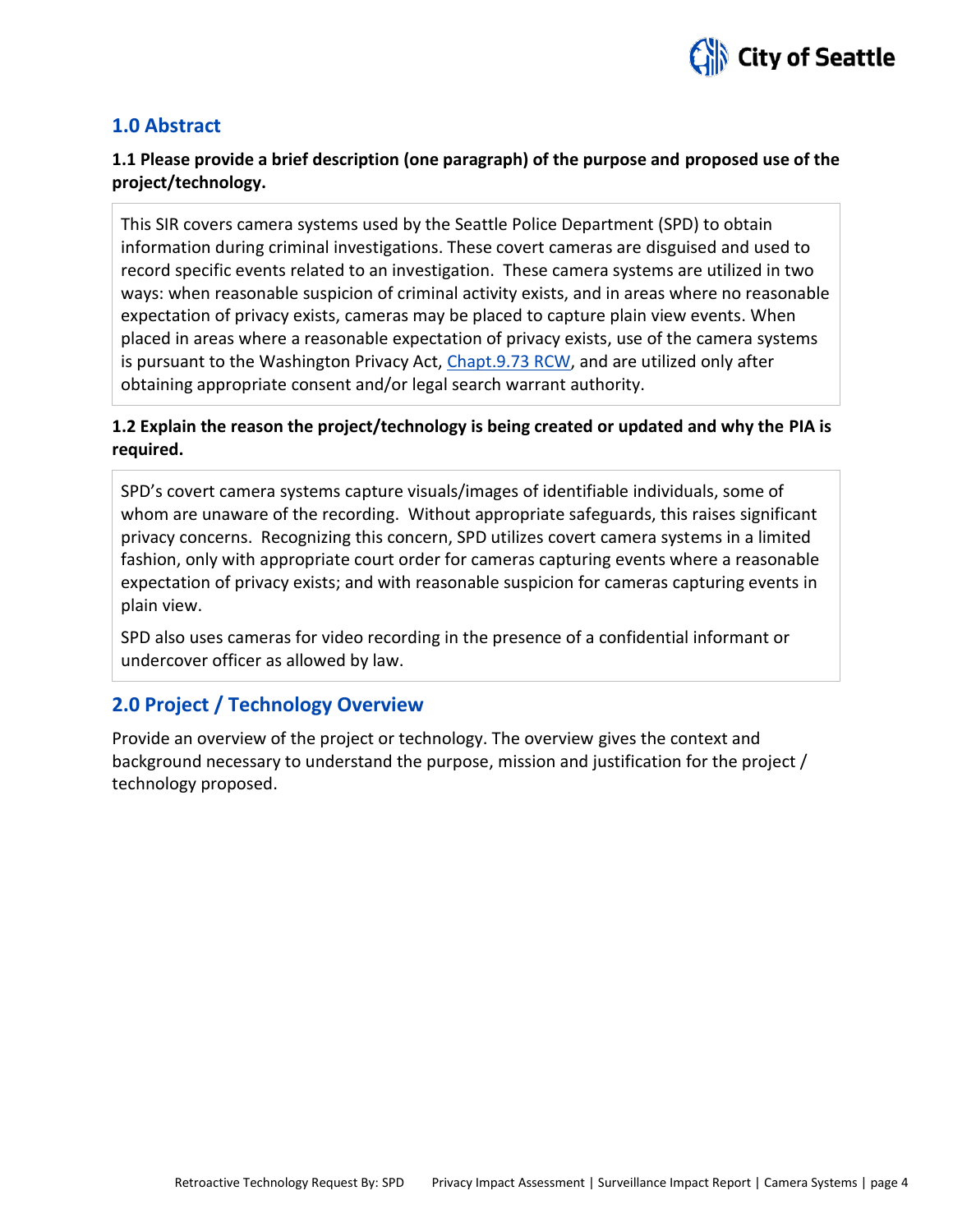## 1.0 Abstract

**1.1 Please provide a brief description (one paragraph) of the purpose and proposed use of the project/technology.**

This SIR covers camera systems used by the Seattle Police Department (SPD) to obtain information during criminal investigations. These covert cameras are disguised and used to record specific events related to an investigation. These camera systems are utilized in two ways: when reasonable suspicion of criminal activity exists, and in areas where no reasonable expectation of privacy exists, cameras may be placed to capture plain view events. When placed in areas where a reasonable expectation of privacy exists, use of the camera systems is pursuant to the Washington Privacy Act, [Chapt.9.73 RCW](), and are utilized only after obtaining appropriate consent and/or legal search warrant authority.

**1.2 Explain the reason the project/technology is being created or updated and why the PIA is required.**

SPD's covert camera systems capture visuals/images of identifiable individuals, some of whom are unaware of the recording. Without appropriate safeguards, this raises significant privacy concerns. Recognizing this concern, SPD utilizes covert camera systems in a limited fashion, only with appropriate court order for cameras capturing events where a reasonable expectation of privacy exists; and with reasonable suspicion for cameras capturing events in plain view.

SPD also uses cameras for video recording in the presence of a confidential informant or undercover officer as allowed by law.

## 2.0 Project / Technology Overview

Provide an overview of the project or technology. The overview gives the context and background necessary to understand the purpose, mission and justification for the project / technology proposed.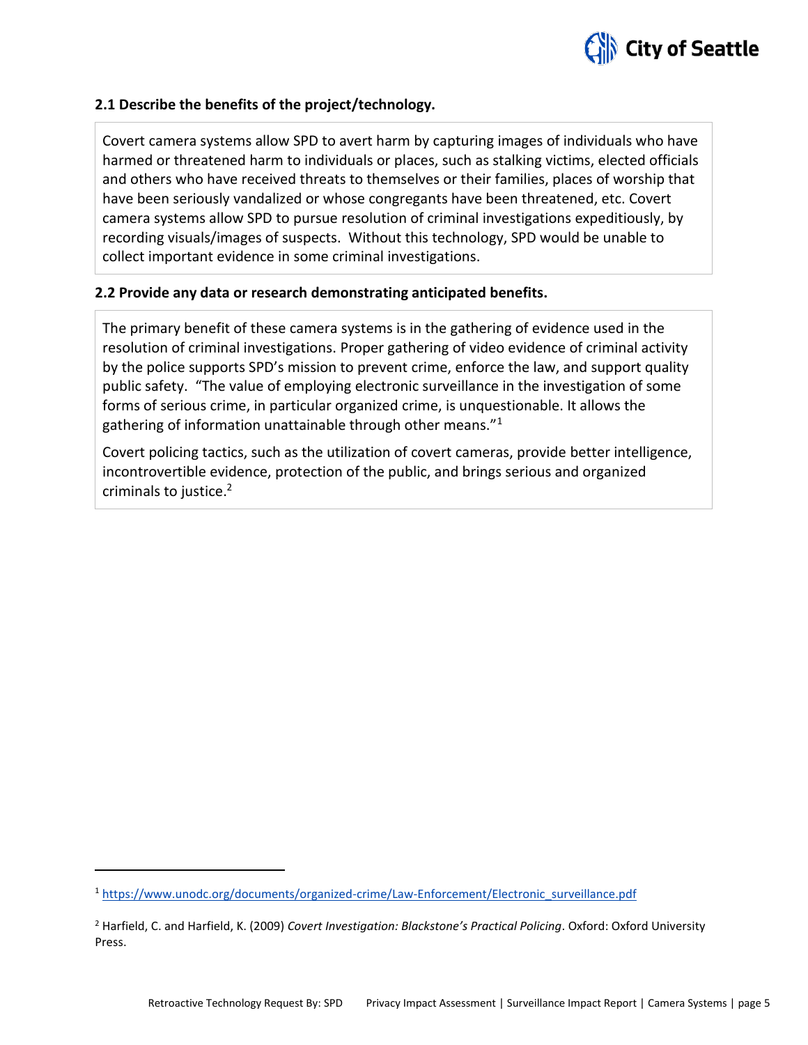## 2.1 Describe the benefits of the project/technology.

Covert camera systems allow SPD to avert harm by capturing images of individuals who have harmed or threatened harm to individuals or places, such as stalking victims, elected officials and others who have received threats to themselves or their families, places of worship that have been seriously vandalized or whose congregants have been threatened, etc. Covert camera systems allow SPD to pursue resolution of criminal investigations expeditiously, by recording visuals/images of suspects. Without this technology, SPD would be unable to collect important evidence in some criminal investigations.

## 2.2 Provide any data or research demonstrating anticipated benefits.

The primary benefit of these camera systems is in the gathering of evidence used in the resolution of criminal investigations. Proper gathering of video evidence of criminal activity by the police supports SPD's mission to prevent crime, enforce the law, and support quality public safety. "The value of employing electronic surveillance in the investigation of some forms of serious crime, in particular organized crime, is unquestionable. It allows the gathering of information unattainable through other means."[1]

Covert policing tactics, such as the utilization of covert cameras, provide better intelligence, incontrovertible evidence, protection of the public, and brings serious and organized criminals to justice.[2]

---

[1] https://www.unodc.org/documents/organized-crime/Law-Enforcement/Electronic_surveillance.pdf

[2] Harfield, C. and Harfield, K. (2009) *Covert Investigation: Blackstone's Practical Policing*. Oxford: Oxford University Press.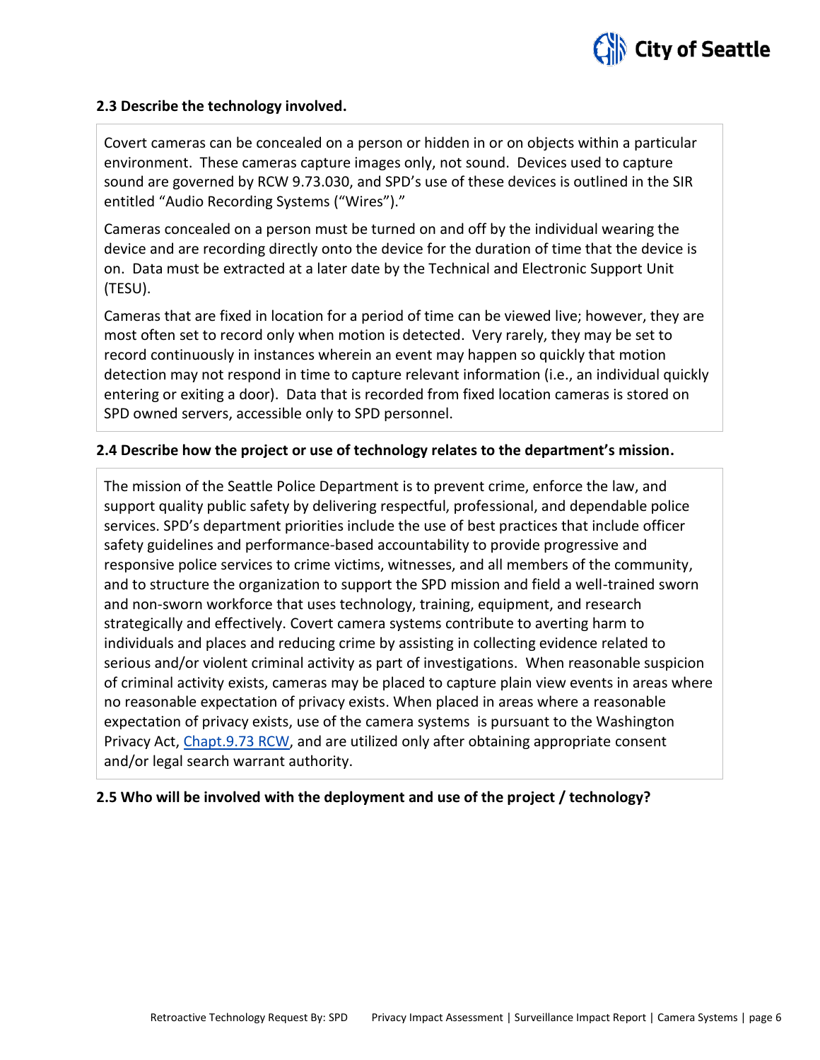### 2.3 Describe the technology involved.

Covert cameras can be concealed on a person or hidden in or on objects within a particular environment. These cameras capture images only, not sound. Devices used to capture sound are governed by RCW 9.73.030, and SPD's use of these devices is outlined in the SIR entitled "Audio Recording Systems ("Wires")."

Cameras concealed on a person must be turned on and off by the individual wearing the device and are recording directly onto the device for the duration of time that the device is on. Data must be extracted at a later date by the Technical and Electronic Support Unit (TESU).

Cameras that are fixed in location for a period of time can be viewed live; however, they are most often set to record only when motion is detected. Very rarely, they may be set to record continuously in instances wherein an event may happen so quickly that motion detection may not respond in time to capture relevant information (i.e., an individual quickly entering or exiting a door). Data that is recorded from fixed location cameras is stored on SPD owned servers, accessible only to SPD personnel.

### 2.4 Describe how the project or use of technology relates to the department's mission.

The mission of the Seattle Police Department is to prevent crime, enforce the law, and support quality public safety by delivering respectful, professional, and dependable police services. SPD's department priorities include the use of best practices that include officer safety guidelines and performance-based accountability to provide progressive and responsive police services to crime victims, witnesses, and all members of the community, and to structure the organization to support the SPD mission and field a well-trained sworn and non-sworn workforce that uses technology, training, equipment, and research strategically and effectively. Covert camera systems contribute to averting harm to individuals and places and reducing crime by assisting in collecting evidence related to serious and/or violent criminal activity as part of investigations. When reasonable suspicion of criminal activity exists, cameras may be placed to capture plain view events in areas where no reasonable expectation of privacy exists. When placed in areas where a reasonable expectation of privacy exists, use of the camera systems is pursuant to the Washington Privacy Act, Chapt.9.73 RCW, and are utilized only after obtaining appropriate consent and/or legal search warrant authority.

### 2.5 Who will be involved with the deployment and use of the project / technology?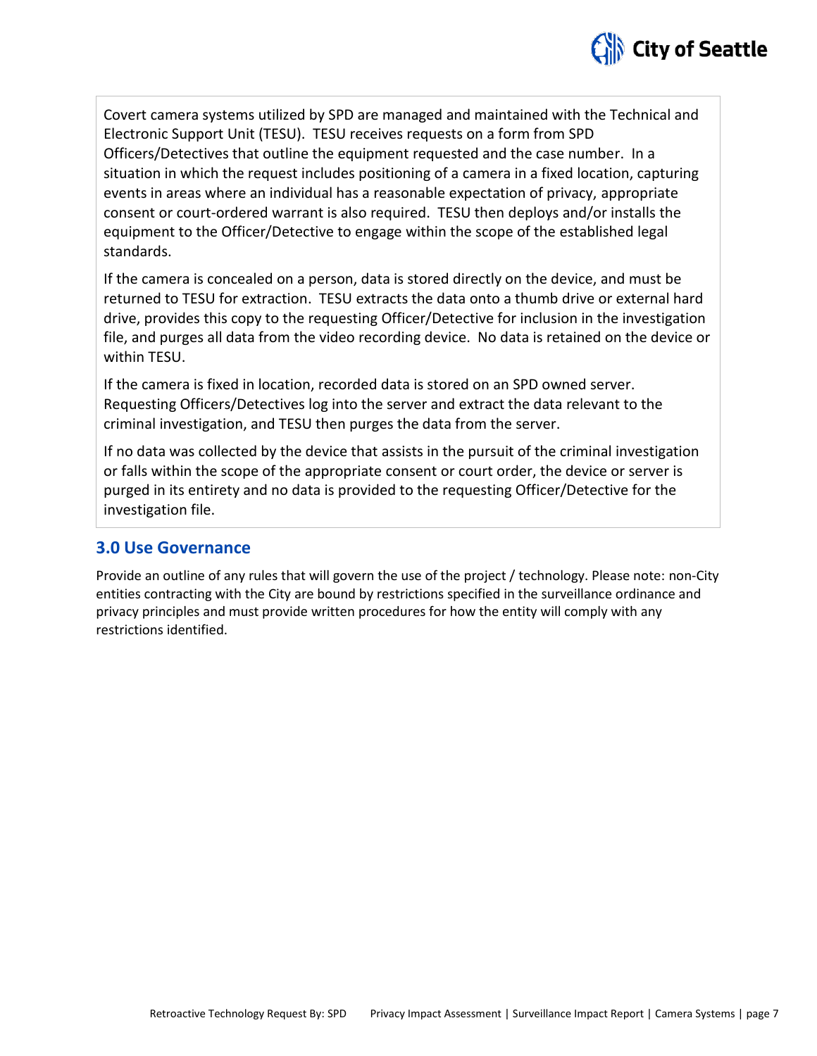Covert camera systems utilized by SPD are managed and maintained with the Technical and Electronic Support Unit (TESU). TESU receives requests on a form from SPD Officers/Detectives that outline the equipment requested and the case number. In a situation in which the request includes positioning of a camera in a fixed location, capturing events in areas where an individual has a reasonable expectation of privacy, appropriate consent or court-ordered warrant is also required. TESU then deploys and/or installs the equipment to the Officer/Detective to engage within the scope of the established legal standards.

If the camera is concealed on a person, data is stored directly on the device, and must be returned to TESU for extraction. TESU extracts the data onto a thumb drive or external hard drive, provides this copy to the requesting Officer/Detective for inclusion in the investigation file, and purges all data from the video recording device. No data is retained on the device or within TESU.

If the camera is fixed in location, recorded data is stored on an SPD owned server. Requesting Officers/Detectives log into the server and extract the data relevant to the criminal investigation, and TESU then purges the data from the server.

If no data was collected by the device that assists in the pursuit of the criminal investigation or falls within the scope of the appropriate consent or court order, the device or server is purged in its entirety and no data is provided to the requesting Officer/Detective for the investigation file.

## 3.0 Use Governance

Provide an outline of any rules that will govern the use of the project / technology. Please note: non-City entities contracting with the City are bound by restrictions specified in the surveillance ordinance and privacy principles and must provide written procedures for how the entity will comply with any restrictions identified.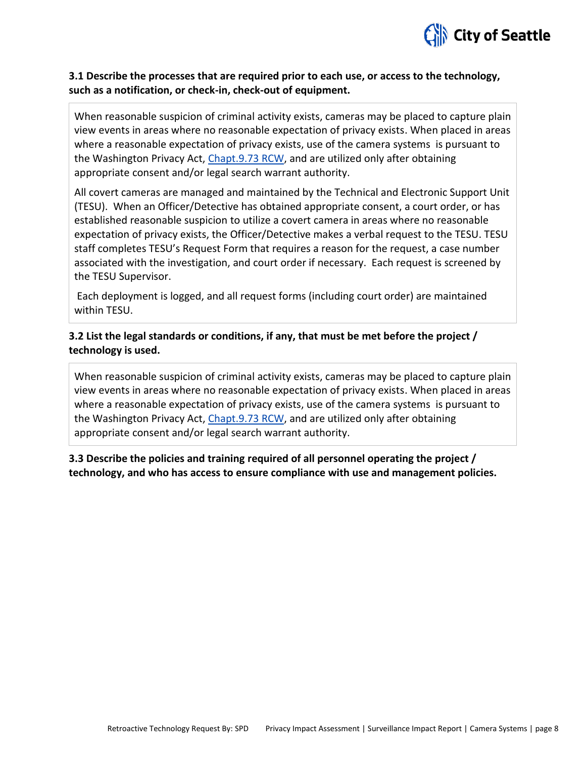**3.1 Describe the processes that are required prior to each use, or access to the technology, such as a notification, or check-in, check-out of equipment.**

When reasonable suspicion of criminal activity exists, cameras may be placed to capture plain view events in areas where no reasonable expectation of privacy exists. When placed in areas where a reasonable expectation of privacy exists, use of the camera systems is pursuant to the Washington Privacy Act, Chapt.9.73 RCW, and are utilized only after obtaining appropriate consent and/or legal search warrant authority.

All covert cameras are managed and maintained by the Technical and Electronic Support Unit (TESU). When an Officer/Detective has obtained appropriate consent, a court order, or has established reasonable suspicion to utilize a covert camera in areas where no reasonable expectation of privacy exists, the Officer/Detective makes a verbal request to the TESU. TESU staff completes TESU's Request Form that requires a reason for the request, a case number associated with the investigation, and court order if necessary. Each request is screened by the TESU Supervisor.

Each deployment is logged, and all request forms (including court order) are maintained within TESU.

**3.2 List the legal standards or conditions, if any, that must be met before the project / technology is used.**

When reasonable suspicion of criminal activity exists, cameras may be placed to capture plain view events in areas where no reasonable expectation of privacy exists. When placed in areas where a reasonable expectation of privacy exists, use of the camera systems is pursuant to the Washington Privacy Act, Chapt.9.73 RCW, and are utilized only after obtaining appropriate consent and/or legal search warrant authority.

**3.3 Describe the policies and training required of all personnel operating the project / technology, and who has access to ensure compliance with use and management policies.**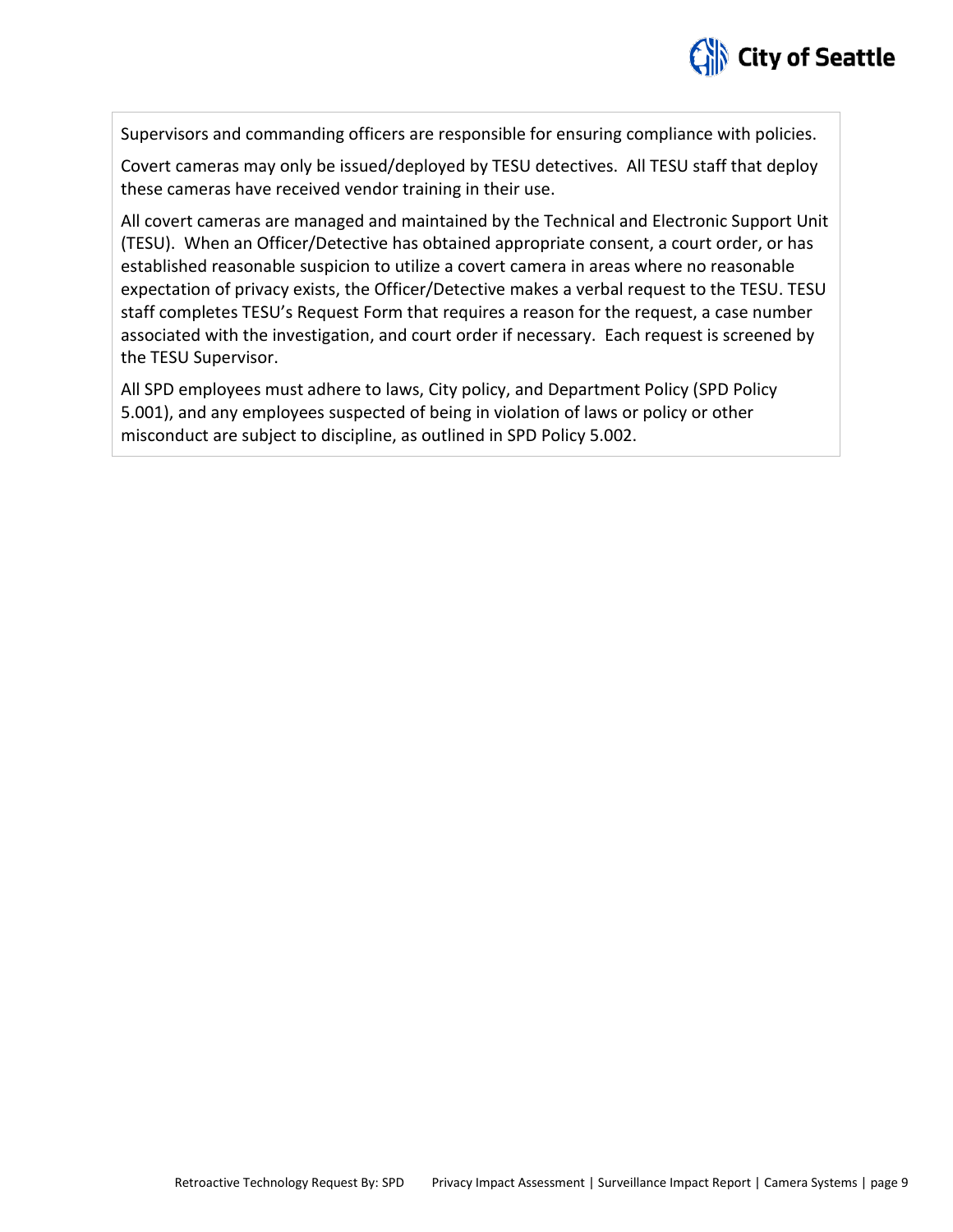Supervisors and commanding officers are responsible for ensuring compliance with policies.

Covert cameras may only be issued/deployed by TESU detectives. All TESU staff that deploy these cameras have received vendor training in their use.

All covert cameras are managed and maintained by the Technical and Electronic Support Unit (TESU). When an Officer/Detective has obtained appropriate consent, a court order, or has established reasonable suspicion to utilize a covert camera in areas where no reasonable expectation of privacy exists, the Officer/Detective makes a verbal request to the TESU. TESU staff completes TESU's Request Form that requires a reason for the request, a case number associated with the investigation, and court order if necessary. Each request is screened by the TESU Supervisor.

All SPD employees must adhere to laws, City policy, and Department Policy (SPD Policy 5.001), and any employees suspected of being in violation of laws or policy or other misconduct are subject to discipline, as outlined in SPD Policy 5.002.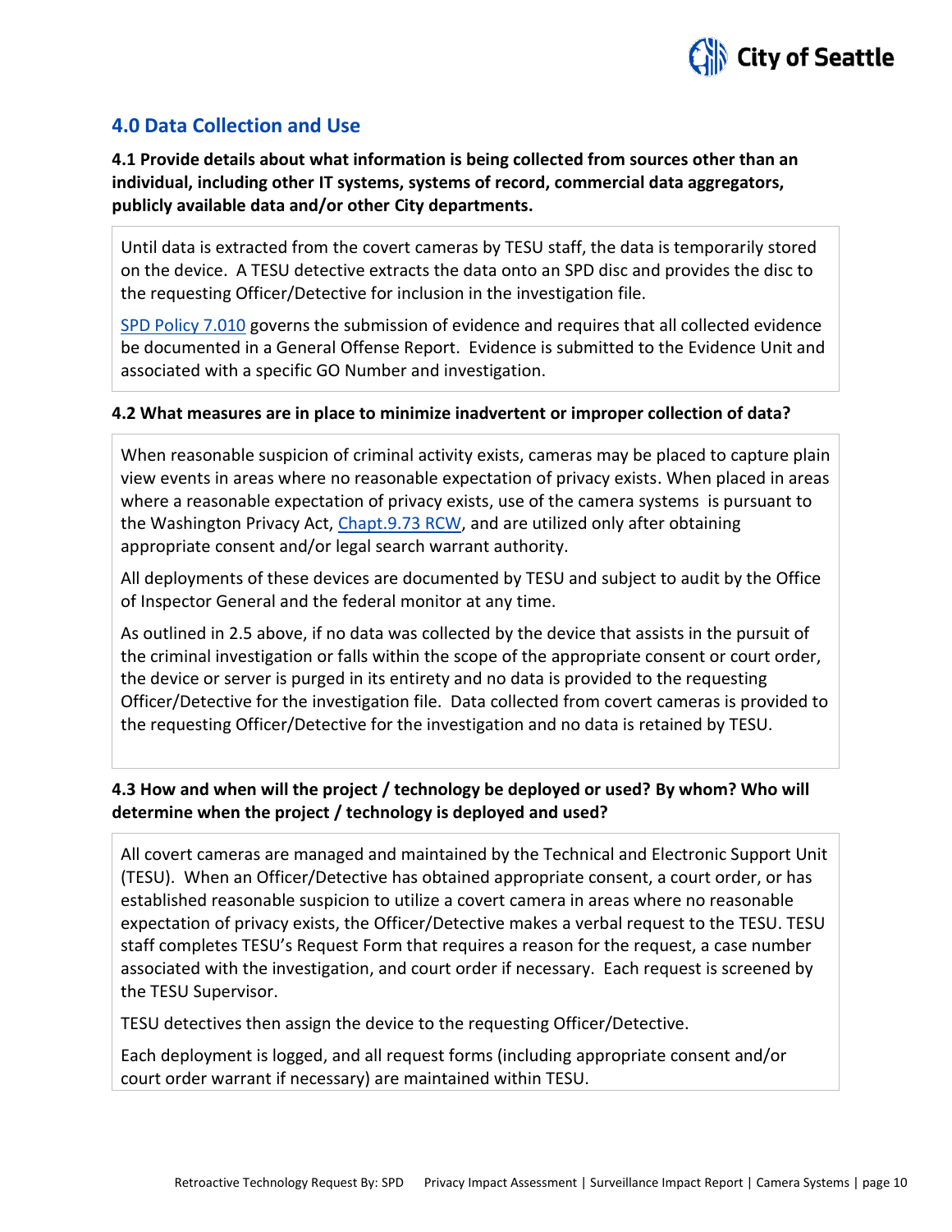## 4.0 Data Collection and Use

**4.1 Provide details about what information is being collected from sources other than an individual, including other IT systems, systems of record, commercial data aggregators, publicly available data and/or other City departments.**

Until data is extracted from the covert cameras by TESU staff, the data is temporarily stored on the device. A TESU detective extracts the data onto an SPD disc and provides the disc to the requesting Officer/Detective for inclusion in the investigation file.

SPD Policy 7.010 governs the submission of evidence and requires that all collected evidence be documented in a General Offense Report. Evidence is submitted to the Evidence Unit and associated with a specific GO Number and investigation.

**4.2 What measures are in place to minimize inadvertent or improper collection of data?**

When reasonable suspicion of criminal activity exists, cameras may be placed to capture plain view events in areas where no reasonable expectation of privacy exists. When placed in areas where a reasonable expectation of privacy exists, use of the camera systems is pursuant to the Washington Privacy Act, Chapt.9.73 RCW, and are utilized only after obtaining appropriate consent and/or legal search warrant authority.

All deployments of these devices are documented by TESU and subject to audit by the Office of Inspector General and the federal monitor at any time.

As outlined in 2.5 above, if no data was collected by the device that assists in the pursuit of the criminal investigation or falls within the scope of the appropriate consent or court order, the device or server is purged in its entirety and no data is provided to the requesting Officer/Detective for the investigation file. Data collected from covert cameras is provided to the requesting Officer/Detective for the investigation and no data is retained by TESU.

**4.3 How and when will the project / technology be deployed or used? By whom? Who will determine when the project / technology is deployed and used?**

All covert cameras are managed and maintained by the Technical and Electronic Support Unit (TESU). When an Officer/Detective has obtained appropriate consent, a court order, or has established reasonable suspicion to utilize a covert camera in areas where no reasonable expectation of privacy exists, the Officer/Detective makes a verbal request to the TESU. TESU staff completes TESU's Request Form that requires a reason for the request, a case number associated with the investigation, and court order if necessary. Each request is screened by the TESU Supervisor.

TESU detectives then assign the device to the requesting Officer/Detective.

Each deployment is logged, and all request forms (including appropriate consent and/or court order warrant if necessary) are maintained within TESU.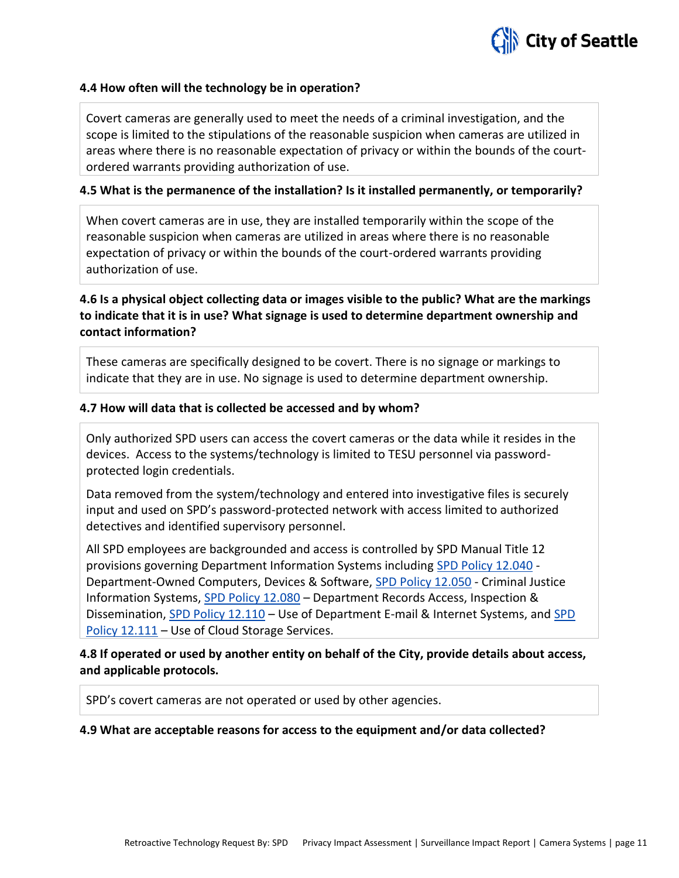### 4.4 How often will the technology be in operation?

Covert cameras are generally used to meet the needs of a criminal investigation, and the scope is limited to the stipulations of the reasonable suspicion when cameras are utilized in areas where there is no reasonable expectation of privacy or within the bounds of the court-ordered warrants providing authorization of use.

### 4.5 What is the permanence of the installation? Is it installed permanently, or temporarily?

When covert cameras are in use, they are installed temporarily within the scope of the reasonable suspicion when cameras are utilized in areas where there is no reasonable expectation of privacy or within the bounds of the court-ordered warrants providing authorization of use.

### 4.6 Is a physical object collecting data or images visible to the public? What are the markings to indicate that it is in use? What signage is used to determine department ownership and contact information?

These cameras are specifically designed to be covert. There is no signage or markings to indicate that they are in use. No signage is used to determine department ownership.

### 4.7 How will data that is collected be accessed and by whom?

Only authorized SPD users can access the covert cameras or the data while it resides in the devices. Access to the systems/technology is limited to TESU personnel via password-protected login credentials.

Data removed from the system/technology and entered into investigative files is securely input and used on SPD's password-protected network with access limited to authorized detectives and identified supervisory personnel.

All SPD employees are backgrounded and access is controlled by SPD Manual Title 12 provisions governing Department Information Systems including SPD Policy 12.040 - Department-Owned Computers, Devices & Software, SPD Policy 12.050 - Criminal Justice Information Systems, SPD Policy 12.080 – Department Records Access, Inspection & Dissemination, SPD Policy 12.110 – Use of Department E-mail & Internet Systems, and SPD Policy 12.111 – Use of Cloud Storage Services.

### 4.8 If operated or used by another entity on behalf of the City, provide details about access, and applicable protocols.

SPD's covert cameras are not operated or used by other agencies.

### 4.9 What are acceptable reasons for access to the equipment and/or data collected?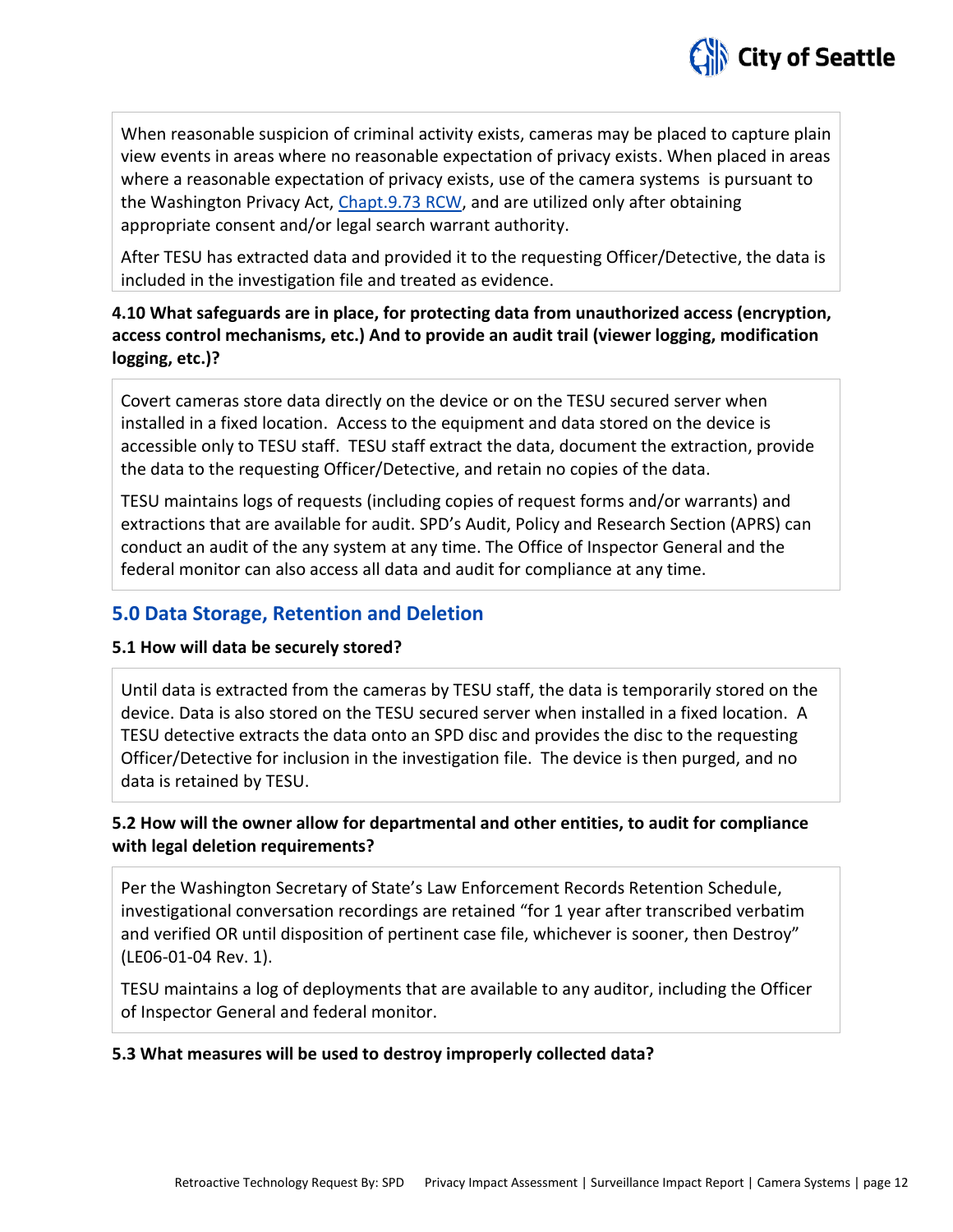When reasonable suspicion of criminal activity exists, cameras may be placed to capture plain view events in areas where no reasonable expectation of privacy exists. When placed in areas where a reasonable expectation of privacy exists, use of the camera systems is pursuant to the Washington Privacy Act, Chapt.9.73 RCW, and are utilized only after obtaining appropriate consent and/or legal search warrant authority.

After TESU has extracted data and provided it to the requesting Officer/Detective, the data is included in the investigation file and treated as evidence.

**4.10 What safeguards are in place, for protecting data from unauthorized access (encryption, access control mechanisms, etc.) And to provide an audit trail (viewer logging, modification logging, etc.)?**

Covert cameras store data directly on the device or on the TESU secured server when installed in a fixed location. Access to the equipment and data stored on the device is accessible only to TESU staff. TESU staff extract the data, document the extraction, provide the data to the requesting Officer/Detective, and retain no copies of the data.

TESU maintains logs of requests (including copies of request forms and/or warrants) and extractions that are available for audit. SPD's Audit, Policy and Research Section (APRS) can conduct an audit of the any system at any time. The Office of Inspector General and the federal monitor can also access all data and audit for compliance at any time.

## 5.0 Data Storage, Retention and Deletion

**5.1 How will data be securely stored?**

Until data is extracted from the cameras by TESU staff, the data is temporarily stored on the device. Data is also stored on the TESU secured server when installed in a fixed location. A TESU detective extracts the data onto an SPD disc and provides the disc to the requesting Officer/Detective for inclusion in the investigation file. The device is then purged, and no data is retained by TESU.

**5.2 How will the owner allow for departmental and other entities, to audit for compliance with legal deletion requirements?**

Per the Washington Secretary of State's Law Enforcement Records Retention Schedule, investigational conversation recordings are retained "for 1 year after transcribed verbatim and verified OR until disposition of pertinent case file, whichever is sooner, then Destroy" (LE06-01-04 Rev. 1).

TESU maintains a log of deployments that are available to any auditor, including the Officer of Inspector General and federal monitor.

**5.3 What measures will be used to destroy improperly collected data?**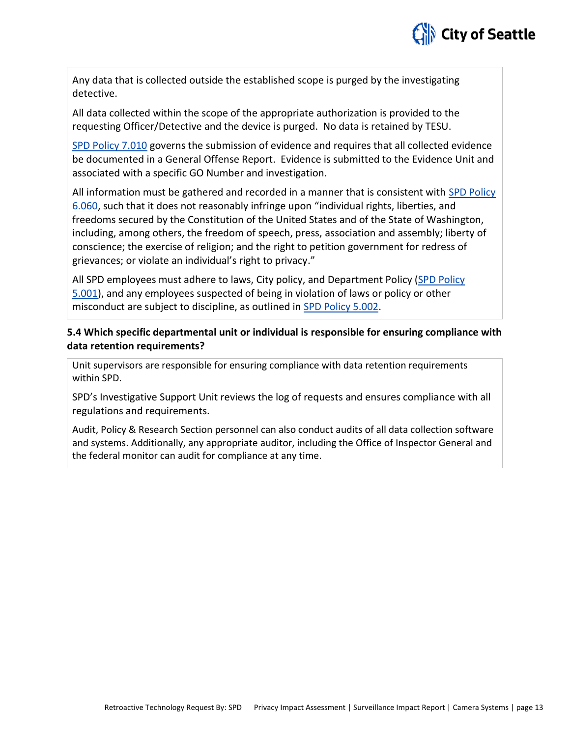Any data that is collected outside the established scope is purged by the investigating detective.

All data collected within the scope of the appropriate authorization is provided to the requesting Officer/Detective and the device is purged. No data is retained by TESU.

SPD Policy 7.010 governs the submission of evidence and requires that all collected evidence be documented in a General Offense Report. Evidence is submitted to the Evidence Unit and associated with a specific GO Number and investigation.

All information must be gathered and recorded in a manner that is consistent with SPD Policy 6.060, such that it does not reasonably infringe upon "individual rights, liberties, and freedoms secured by the Constitution of the United States and of the State of Washington, including, among others, the freedom of speech, press, association and assembly; liberty of conscience; the exercise of religion; and the right to petition government for redress of grievances; or violate an individual's right to privacy."

All SPD employees must adhere to laws, City policy, and Department Policy (SPD Policy 5.001), and any employees suspected of being in violation of laws or policy or other misconduct are subject to discipline, as outlined in SPD Policy 5.002.

**5.4 Which specific departmental unit or individual is responsible for ensuring compliance with data retention requirements?**

Unit supervisors are responsible for ensuring compliance with data retention requirements within SPD.

SPD's Investigative Support Unit reviews the log of requests and ensures compliance with all regulations and requirements.

Audit, Policy & Research Section personnel can also conduct audits of all data collection software and systems. Additionally, any appropriate auditor, including the Office of Inspector General and the federal monitor can audit for compliance at any time.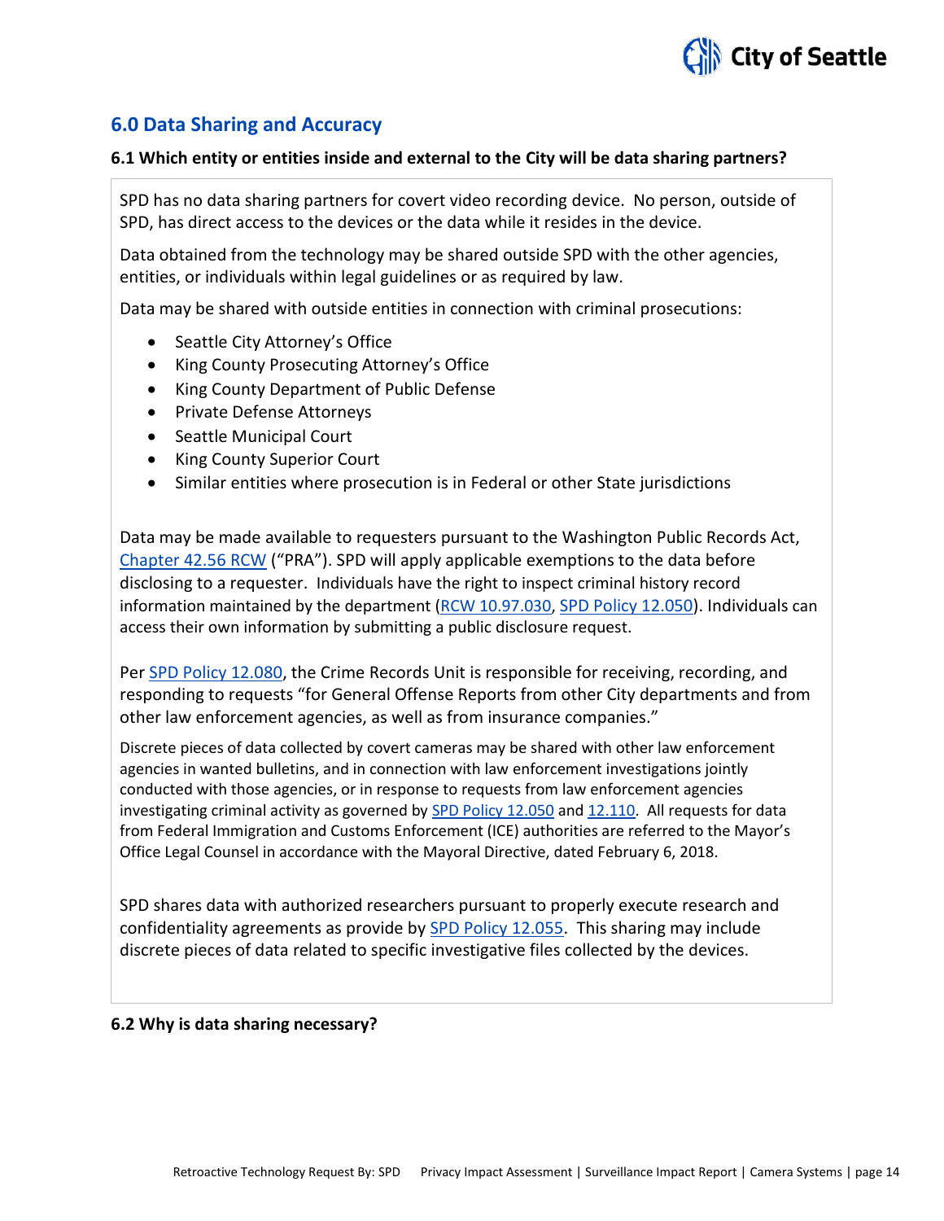## 6.0 Data Sharing and Accuracy

### 6.1 Which entity or entities inside and external to the City will be data sharing partners?

SPD has no data sharing partners for covert video recording device. No person, outside of SPD, has direct access to the devices or the data while it resides in the device.

Data obtained from the technology may be shared outside SPD with the other agencies, entities, or individuals within legal guidelines or as required by law.

Data may be shared with outside entities in connection with criminal prosecutions:

- Seattle City Attorney's Office
- King County Prosecuting Attorney's Office
- King County Department of Public Defense
- Private Defense Attorneys
- Seattle Municipal Court
- King County Superior Court
- Similar entities where prosecution is in Federal or other State jurisdictions

Data may be made available to requesters pursuant to the Washington Public Records Act, Chapter 42.56 RCW ("PRA"). SPD will apply applicable exemptions to the data before disclosing to a requester. Individuals have the right to inspect criminal history record information maintained by the department (RCW 10.97.030, SPD Policy 12.050). Individuals can access their own information by submitting a public disclosure request.

Per SPD Policy 12.080, the Crime Records Unit is responsible for receiving, recording, and responding to requests "for General Offense Reports from other City departments and from other law enforcement agencies, as well as from insurance companies."

Discrete pieces of data collected by covert cameras may be shared with other law enforcement agencies in wanted bulletins, and in connection with law enforcement investigations jointly conducted with those agencies, or in response to requests from law enforcement agencies investigating criminal activity as governed by SPD Policy 12.050 and 12.110. All requests for data from Federal Immigration and Customs Enforcement (ICE) authorities are referred to the Mayor's Office Legal Counsel in accordance with the Mayoral Directive, dated February 6, 2018.

SPD shares data with authorized researchers pursuant to properly execute research and confidentiality agreements as provide by SPD Policy 12.055. This sharing may include discrete pieces of data related to specific investigative files collected by the devices.

### 6.2 Why is data sharing necessary?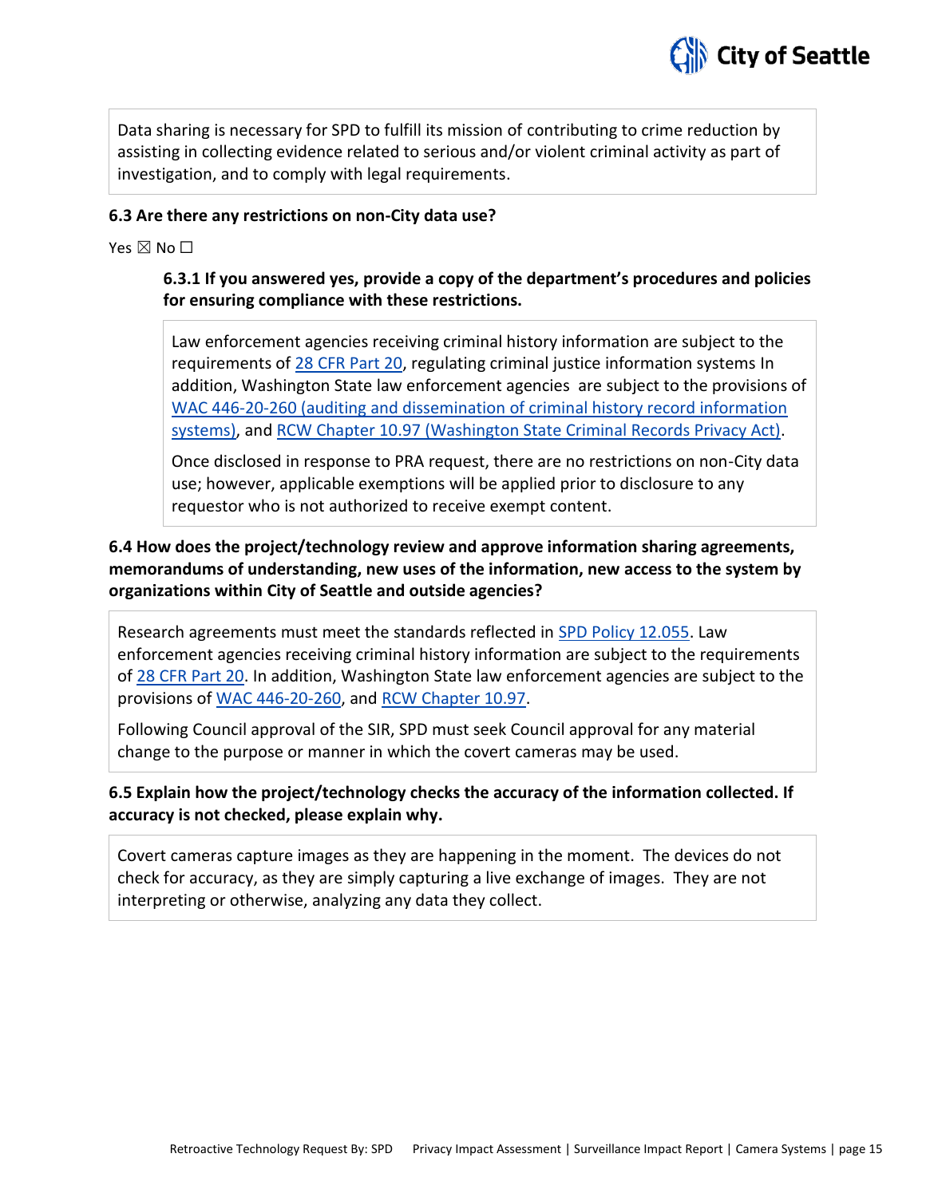Data sharing is necessary for SPD to fulfill its mission of contributing to crime reduction by assisting in collecting evidence related to serious and/or violent criminal activity as part of investigation, and to comply with legal requirements.

**6.3 Are there any restrictions on non-City data use?**

Yes ☒ No ☐

**6.3.1 If you answered yes, provide a copy of the department's procedures and policies for ensuring compliance with these restrictions.**

Law enforcement agencies receiving criminal history information are subject to the requirements of 28 CFR Part 20, regulating criminal justice information systems In addition, Washington State law enforcement agencies are subject to the provisions of WAC 446-20-260 (auditing and dissemination of criminal history record information systems), and RCW Chapter 10.97 (Washington State Criminal Records Privacy Act).

Once disclosed in response to PRA request, there are no restrictions on non-City data use; however, applicable exemptions will be applied prior to disclosure to any requestor who is not authorized to receive exempt content.

**6.4 How does the project/technology review and approve information sharing agreements, memorandums of understanding, new uses of the information, new access to the system by organizations within City of Seattle and outside agencies?**

Research agreements must meet the standards reflected in SPD Policy 12.055. Law enforcement agencies receiving criminal history information are subject to the requirements of 28 CFR Part 20. In addition, Washington State law enforcement agencies are subject to the provisions of WAC 446-20-260, and RCW Chapter 10.97.

Following Council approval of the SIR, SPD must seek Council approval for any material change to the purpose or manner in which the covert cameras may be used.

**6.5 Explain how the project/technology checks the accuracy of the information collected. If accuracy is not checked, please explain why.**

Covert cameras capture images as they are happening in the moment. The devices do not check for accuracy, as they are simply capturing a live exchange of images. They are not interpreting or otherwise, analyzing any data they collect.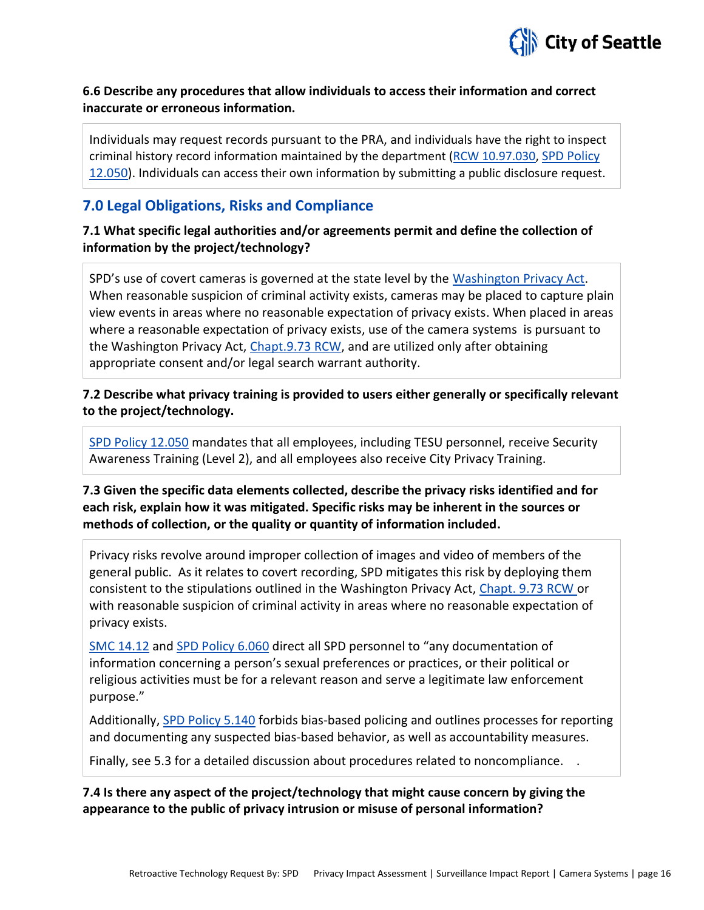**6.6 Describe any procedures that allow individuals to access their information and correct inaccurate or erroneous information.**

Individuals may request records pursuant to the PRA, and individuals have the right to inspect criminal history record information maintained by the department (RCW 10.97.030, SPD Policy 12.050). Individuals can access their own information by submitting a public disclosure request.

## 7.0 Legal Obligations, Risks and Compliance

**7.1 What specific legal authorities and/or agreements permit and define the collection of information by the project/technology?**

SPD's use of covert cameras is governed at the state level by the Washington Privacy Act. When reasonable suspicion of criminal activity exists, cameras may be placed to capture plain view events in areas where no reasonable expectation of privacy exists. When placed in areas where a reasonable expectation of privacy exists, use of the camera systems is pursuant to the Washington Privacy Act, Chapt.9.73 RCW, and are utilized only after obtaining appropriate consent and/or legal search warrant authority.

**7.2 Describe what privacy training is provided to users either generally or specifically relevant to the project/technology.**

SPD Policy 12.050 mandates that all employees, including TESU personnel, receive Security Awareness Training (Level 2), and all employees also receive City Privacy Training.

**7.3 Given the specific data elements collected, describe the privacy risks identified and for each risk, explain how it was mitigated. Specific risks may be inherent in the sources or methods of collection, or the quality or quantity of information included.**

Privacy risks revolve around improper collection of images and video of members of the general public. As it relates to covert recording, SPD mitigates this risk by deploying them consistent to the stipulations outlined in the Washington Privacy Act, Chapt. 9.73 RCW or with reasonable suspicion of criminal activity in areas where no reasonable expectation of privacy exists.

SMC 14.12 and SPD Policy 6.060 direct all SPD personnel to "any documentation of information concerning a person's sexual preferences or practices, or their political or religious activities must be for a relevant reason and serve a legitimate law enforcement purpose."

Additionally, SPD Policy 5.140 forbids bias-based policing and outlines processes for reporting and documenting any suspected bias-based behavior, as well as accountability measures.

Finally, see 5.3 for a detailed discussion about procedures related to noncompliance. .

**7.4 Is there any aspect of the project/technology that might cause concern by giving the appearance to the public of privacy intrusion or misuse of personal information?**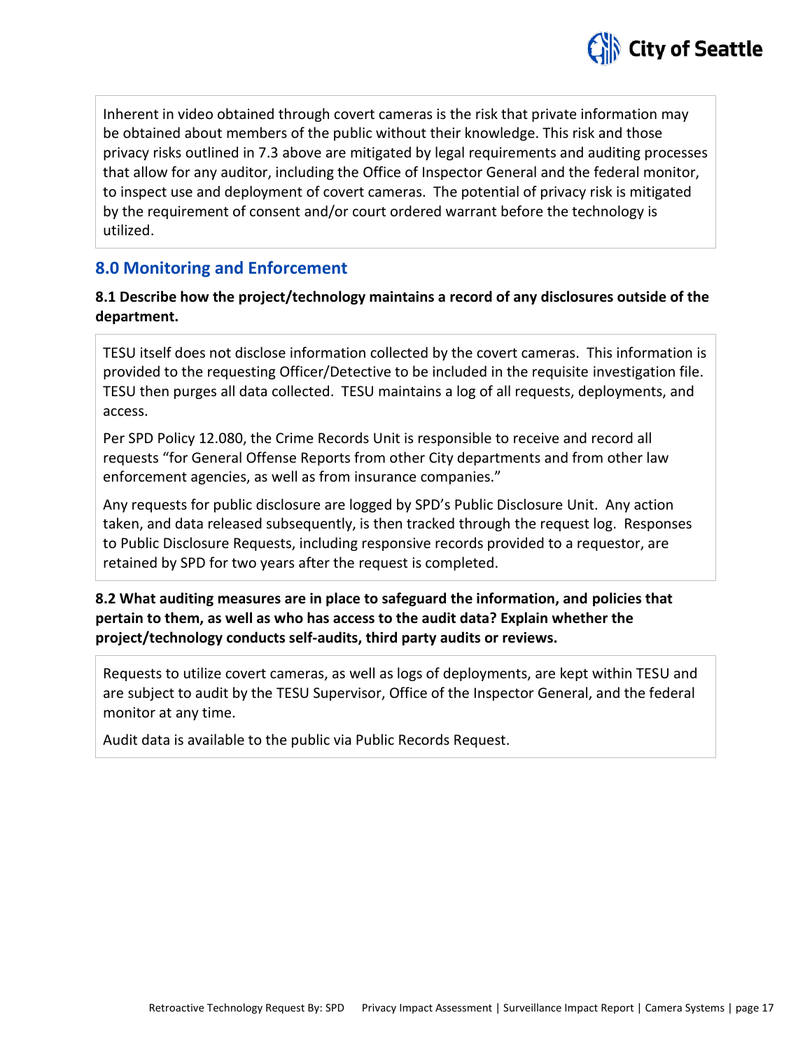Inherent in video obtained through covert cameras is the risk that private information may be obtained about members of the public without their knowledge. This risk and those privacy risks outlined in 7.3 above are mitigated by legal requirements and auditing processes that allow for any auditor, including the Office of Inspector General and the federal monitor, to inspect use and deployment of covert cameras. The potential of privacy risk is mitigated by the requirement of consent and/or court ordered warrant before the technology is utilized.

## 8.0 Monitoring and Enforcement

**8.1 Describe how the project/technology maintains a record of any disclosures outside of the department.**

TESU itself does not disclose information collected by the covert cameras. This information is provided to the requesting Officer/Detective to be included in the requisite investigation file. TESU then purges all data collected. TESU maintains a log of all requests, deployments, and access.

Per SPD Policy 12.080, the Crime Records Unit is responsible to receive and record all requests "for General Offense Reports from other City departments and from other law enforcement agencies, as well as from insurance companies."

Any requests for public disclosure are logged by SPD's Public Disclosure Unit. Any action taken, and data released subsequently, is then tracked through the request log. Responses to Public Disclosure Requests, including responsive records provided to a requestor, are retained by SPD for two years after the request is completed.

**8.2 What auditing measures are in place to safeguard the information, and policies that pertain to them, as well as who has access to the audit data? Explain whether the project/technology conducts self-audits, third party audits or reviews.**

Requests to utilize covert cameras, as well as logs of deployments, are kept within TESU and are subject to audit by the TESU Supervisor, Office of the Inspector General, and the federal monitor at any time.

Audit data is available to the public via Public Records Request.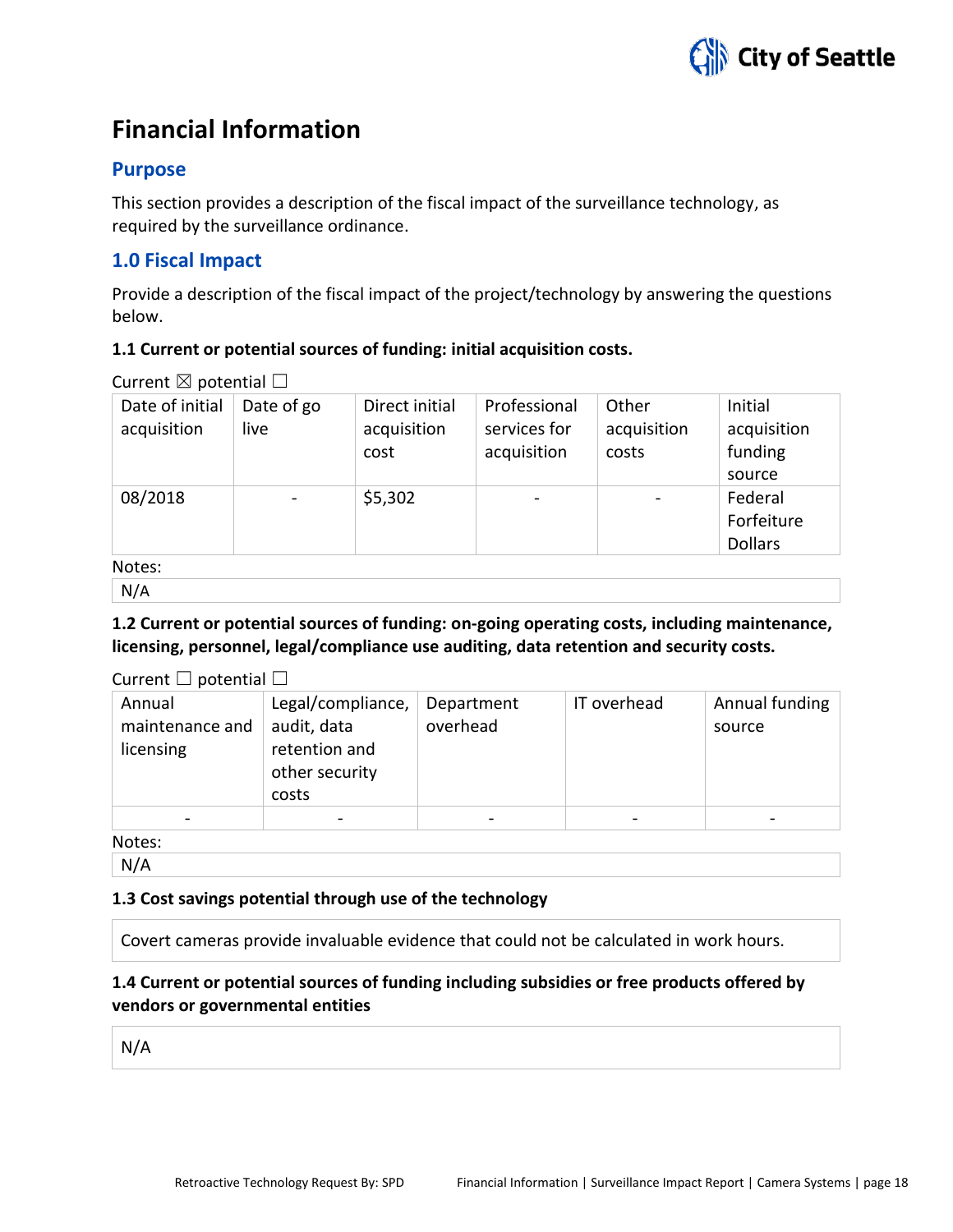# Financial Information

## Purpose

This section provides a description of the fiscal impact of the surveillance technology, as required by the surveillance ordinance.

## 1.0 Fiscal Impact

Provide a description of the fiscal impact of the project/technology by answering the questions below.

**1.1 Current or potential sources of funding: initial acquisition costs.**

Current ☒ potential ☐

| Date of initial acquisition | Date of go live | Direct initial acquisition cost | Professional services for acquisition | Other acquisition costs | Initial acquisition funding source |
|---|---|---|---|---|---|
| 08/2018 | - | $5,302 | - | - | Federal Forfeiture Dollars |

Notes:

N/A

**1.2 Current or potential sources of funding: on-going operating costs, including maintenance, licensing, personnel, legal/compliance use auditing, data retention and security costs.**

Current ☐ potential ☐

| Annual maintenance and licensing | Legal/compliance, audit, data retention and other security costs | Department overhead | IT overhead | Annual funding source |
|---|---|---|---|---|
| - | - | - | - | - |

Notes:

N/A

**1.3 Cost savings potential through use of the technology**

Covert cameras provide invaluable evidence that could not be calculated in work hours.

**1.4 Current or potential sources of funding including subsidies or free products offered by vendors or governmental entities**

N/A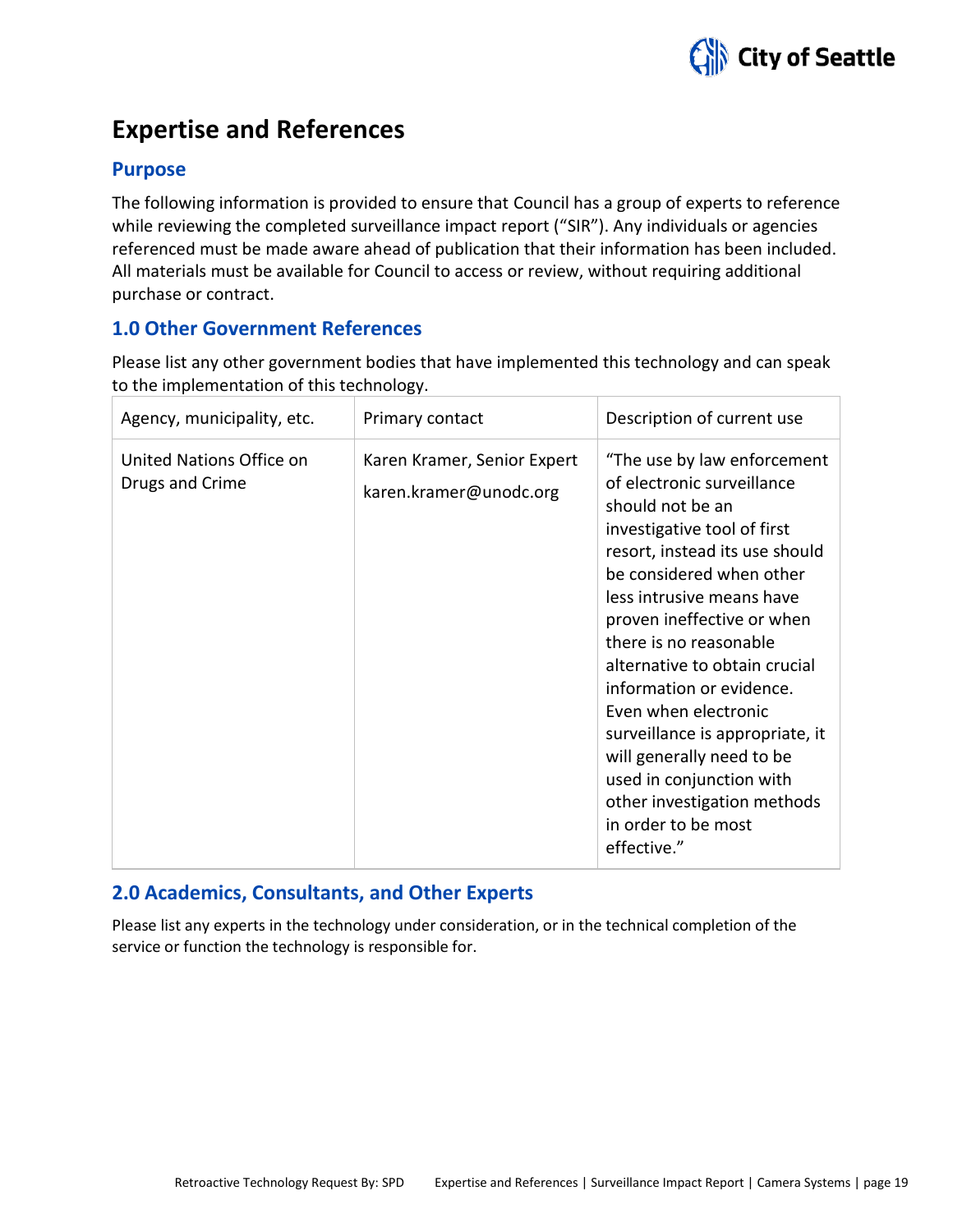# Expertise and References

## Purpose

The following information is provided to ensure that Council has a group of experts to reference while reviewing the completed surveillance impact report ("SIR"). Any individuals or agencies referenced must be made aware ahead of publication that their information has been included. All materials must be available for Council to access or review, without requiring additional purchase or contract.

## 1.0 Other Government References

Please list any other government bodies that have implemented this technology and can speak to the implementation of this technology.

| Agency, municipality, etc. | Primary contact | Description of current use |
| --- | --- | --- |
| United Nations Office on Drugs and Crime | Karen Kramer, Senior Expert karen.kramer@unodc.org | "The use by law enforcement of electronic surveillance should not be an investigative tool of first resort, instead its use should be considered when other less intrusive means have proven ineffective or when there is no reasonable alternative to obtain crucial information or evidence. Even when electronic surveillance is appropriate, it will generally need to be used in conjunction with other investigation methods in order to be most effective." |

## 2.0 Academics, Consultants, and Other Experts

Please list any experts in the technology under consideration, or in the technical completion of the service or function the technology is responsible for.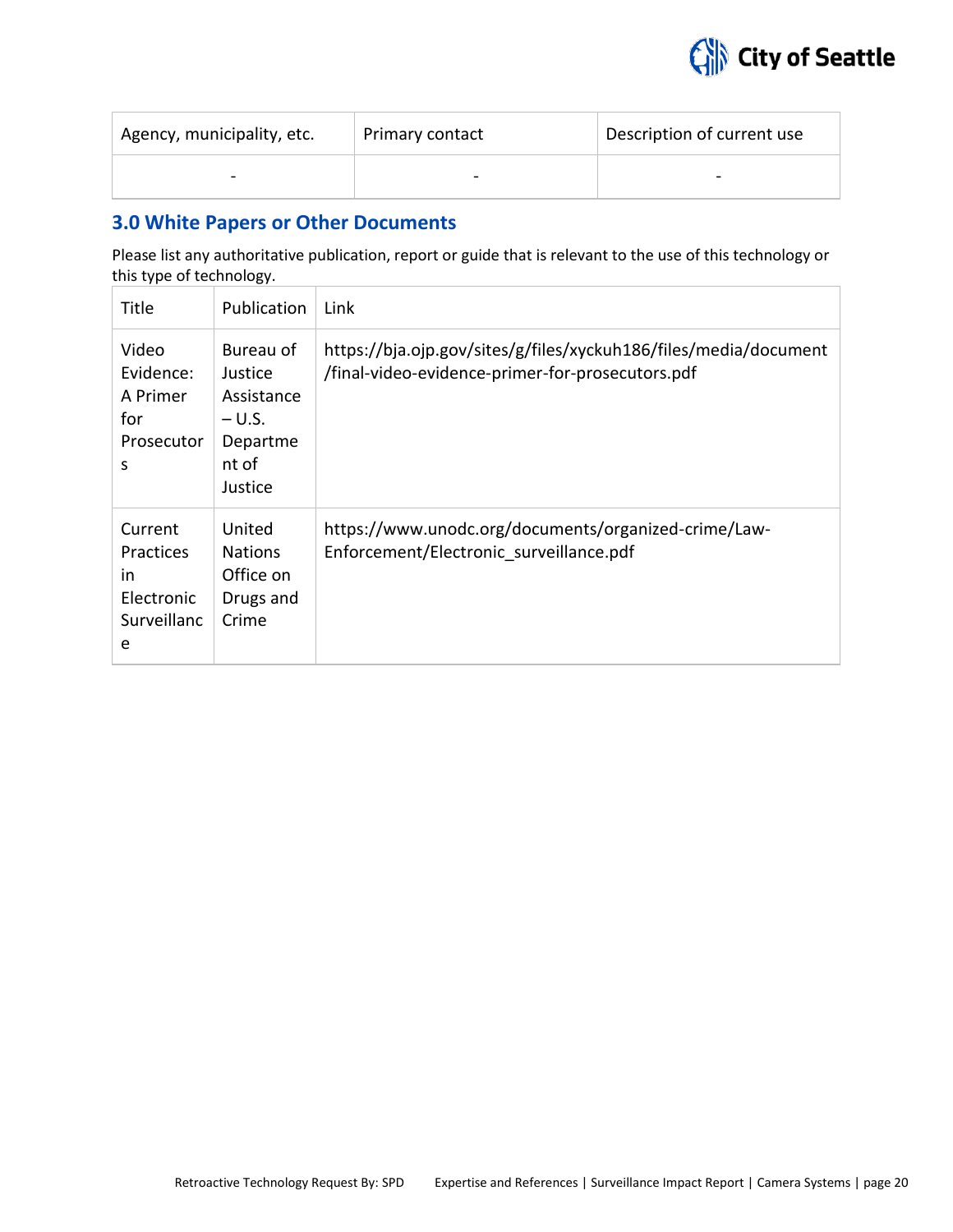| Agency, municipality, etc. | Primary contact | Description of current use |
| --- | --- | --- |
| - | - | - |

## 3.0 White Papers or Other Documents

Please list any authoritative publication, report or guide that is relevant to the use of this technology or this type of technology.

| Title | Publication | Link |
| --- | --- | --- |
| Video Evidence: A Primer for Prosecutors | Bureau of Justice Assistance – U.S. Department of Justice | https://bja.ojp.gov/sites/g/files/xyckuh186/files/media/document/final-video-evidence-primer-for-prosecutors.pdf |
| Current Practices in Electronic Surveillance | United Nations Office on Drugs and Crime | https://www.unodc.org/documents/organized-crime/Law-Enforcement/Electronic_surveillance.pdf |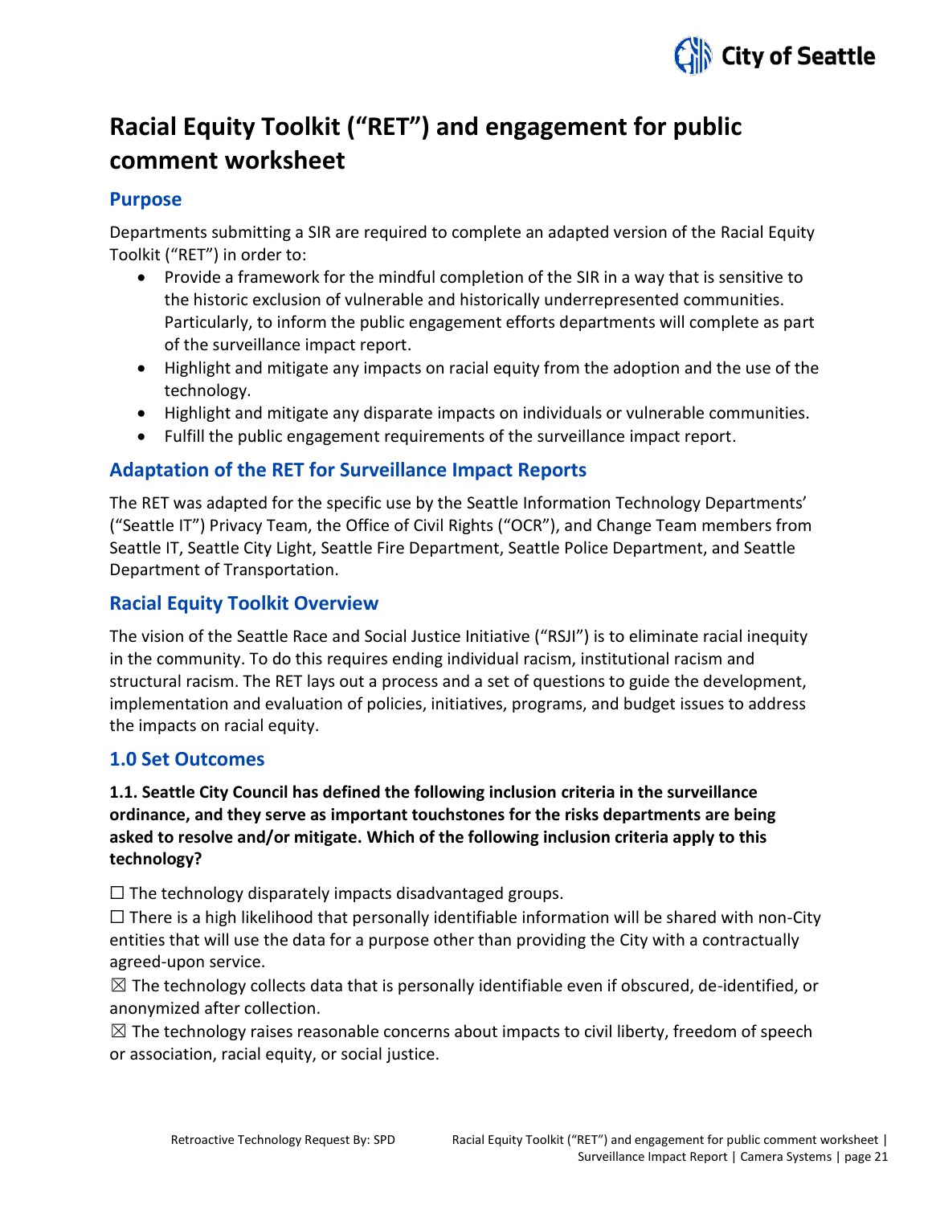# Racial Equity Toolkit ("RET") and engagement for public comment worksheet

## Purpose

Departments submitting a SIR are required to complete an adapted version of the Racial Equity Toolkit ("RET") in order to:

- Provide a framework for the mindful completion of the SIR in a way that is sensitive to the historic exclusion of vulnerable and historically underrepresented communities. Particularly, to inform the public engagement efforts departments will complete as part of the surveillance impact report.
- Highlight and mitigate any impacts on racial equity from the adoption and the use of the technology.
- Highlight and mitigate any disparate impacts on individuals or vulnerable communities.
- Fulfill the public engagement requirements of the surveillance impact report.

## Adaptation of the RET for Surveillance Impact Reports

The RET was adapted for the specific use by the Seattle Information Technology Departments' ("Seattle IT") Privacy Team, the Office of Civil Rights ("OCR"), and Change Team members from Seattle IT, Seattle City Light, Seattle Fire Department, Seattle Police Department, and Seattle Department of Transportation.

## Racial Equity Toolkit Overview

The vision of the Seattle Race and Social Justice Initiative ("RSJI") is to eliminate racial inequity in the community. To do this requires ending individual racism, institutional racism and structural racism. The RET lays out a process and a set of questions to guide the development, implementation and evaluation of policies, initiatives, programs, and budget issues to address the impacts on racial equity.

## 1.0 Set Outcomes

**1.1. Seattle City Council has defined the following inclusion criteria in the surveillance ordinance, and they serve as important touchstones for the risks departments are being asked to resolve and/or mitigate. Which of the following inclusion criteria apply to this technology?**

☐ The technology disparately impacts disadvantaged groups.

☐ There is a high likelihood that personally identifiable information will be shared with non-City entities that will use the data for a purpose other than providing the City with a contractually agreed-upon service.

☒ The technology collects data that is personally identifiable even if obscured, de-identified, or anonymized after collection.

☒ The technology raises reasonable concerns about impacts to civil liberty, freedom of speech or association, racial equity, or social justice.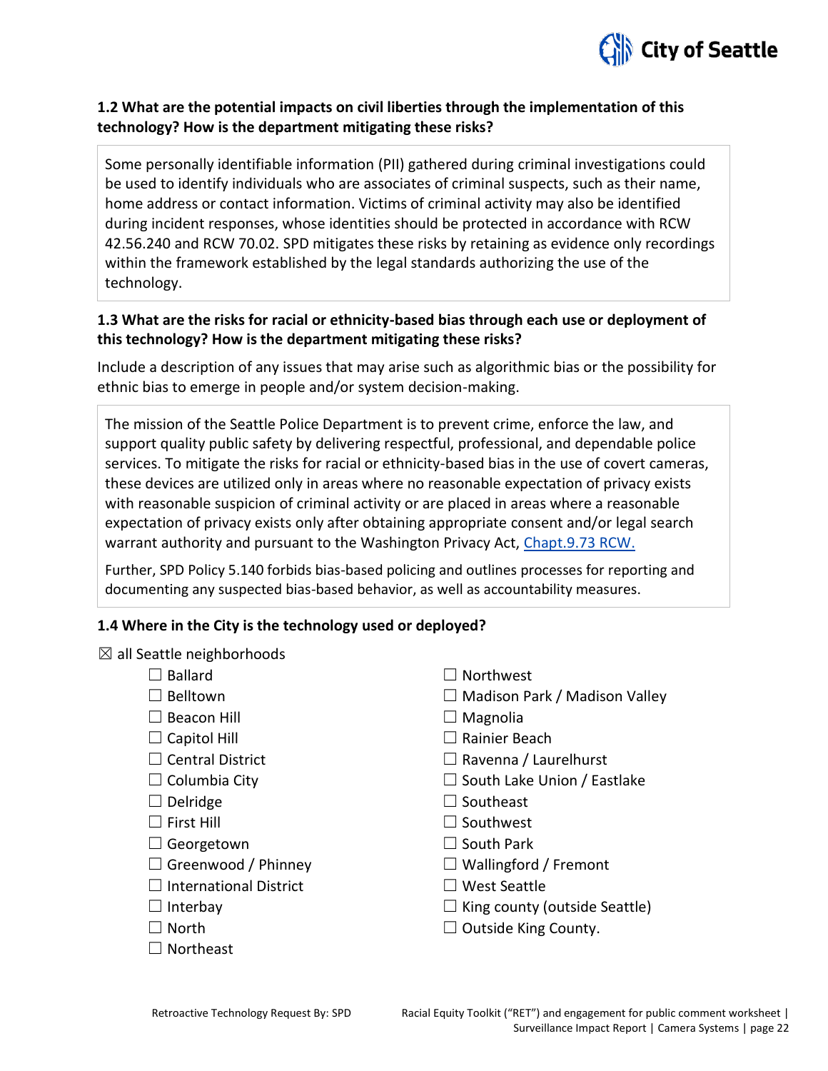### 1.2 What are the potential impacts on civil liberties through the implementation of this technology? How is the department mitigating these risks?

Some personally identifiable information (PII) gathered during criminal investigations could be used to identify individuals who are associates of criminal suspects, such as their name, home address or contact information. Victims of criminal activity may also be identified during incident responses, whose identities should be protected in accordance with RCW 42.56.240 and RCW 70.02. SPD mitigates these risks by retaining as evidence only recordings within the framework established by the legal standards authorizing the use of the technology.

### 1.3 What are the risks for racial or ethnicity-based bias through each use or deployment of this technology? How is the department mitigating these risks?

Include a description of any issues that may arise such as algorithmic bias or the possibility for ethnic bias to emerge in people and/or system decision-making.

The mission of the Seattle Police Department is to prevent crime, enforce the law, and support quality public safety by delivering respectful, professional, and dependable police services. To mitigate the risks for racial or ethnicity-based bias in the use of covert cameras, these devices are utilized only in areas where no reasonable expectation of privacy exists with reasonable suspicion of criminal activity or are placed in areas where a reasonable expectation of privacy exists only after obtaining appropriate consent and/or legal search warrant authority and pursuant to the Washington Privacy Act, Chapt.9.73 RCW.

Further, SPD Policy 5.140 forbids bias-based policing and outlines processes for reporting and documenting any suspected bias-based behavior, as well as accountability measures.

### 1.4 Where in the City is the technology used or deployed?

☒ all Seattle neighborhoods

- ☐ Ballard
- ☐ Belltown
- ☐ Beacon Hill
- ☐ Capitol Hill
- ☐ Central District
- ☐ Columbia City
- ☐ Delridge
- ☐ First Hill
- ☐ Georgetown
- ☐ Greenwood / Phinney
- ☐ International District
- ☐ Interbay
- ☐ North
- ☐ Northeast
- ☐ Northwest
- ☐ Madison Park / Madison Valley
- ☐ Magnolia
- ☐ Rainier Beach
- ☐ Ravenna / Laurelhurst
- ☐ South Lake Union / Eastlake
- ☐ Southeast
- ☐ Southwest
- ☐ South Park
- ☐ Wallingford / Fremont
- ☐ West Seattle
- ☐ King county (outside Seattle)
- ☐ Outside King County.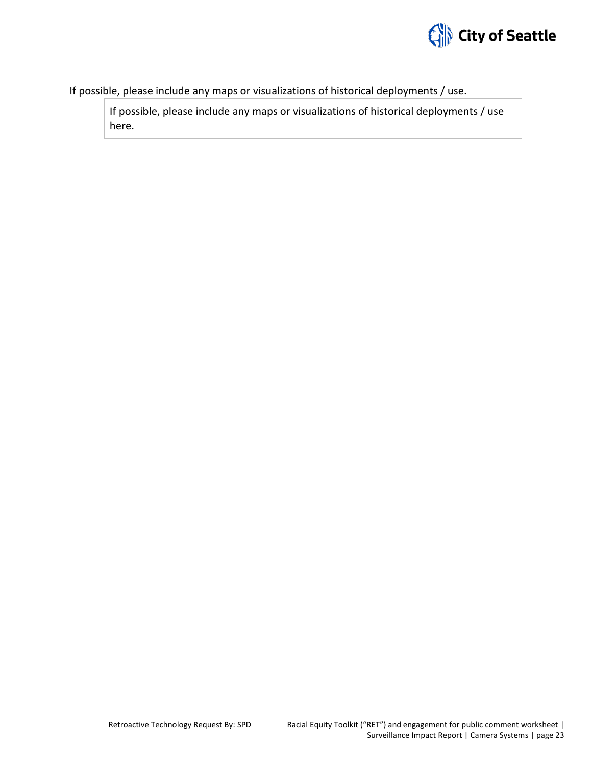If possible, please include any maps or visualizations of historical deployments / use.

| If possible, please include any maps or visualizations of historical deployments / use here. |
| --- |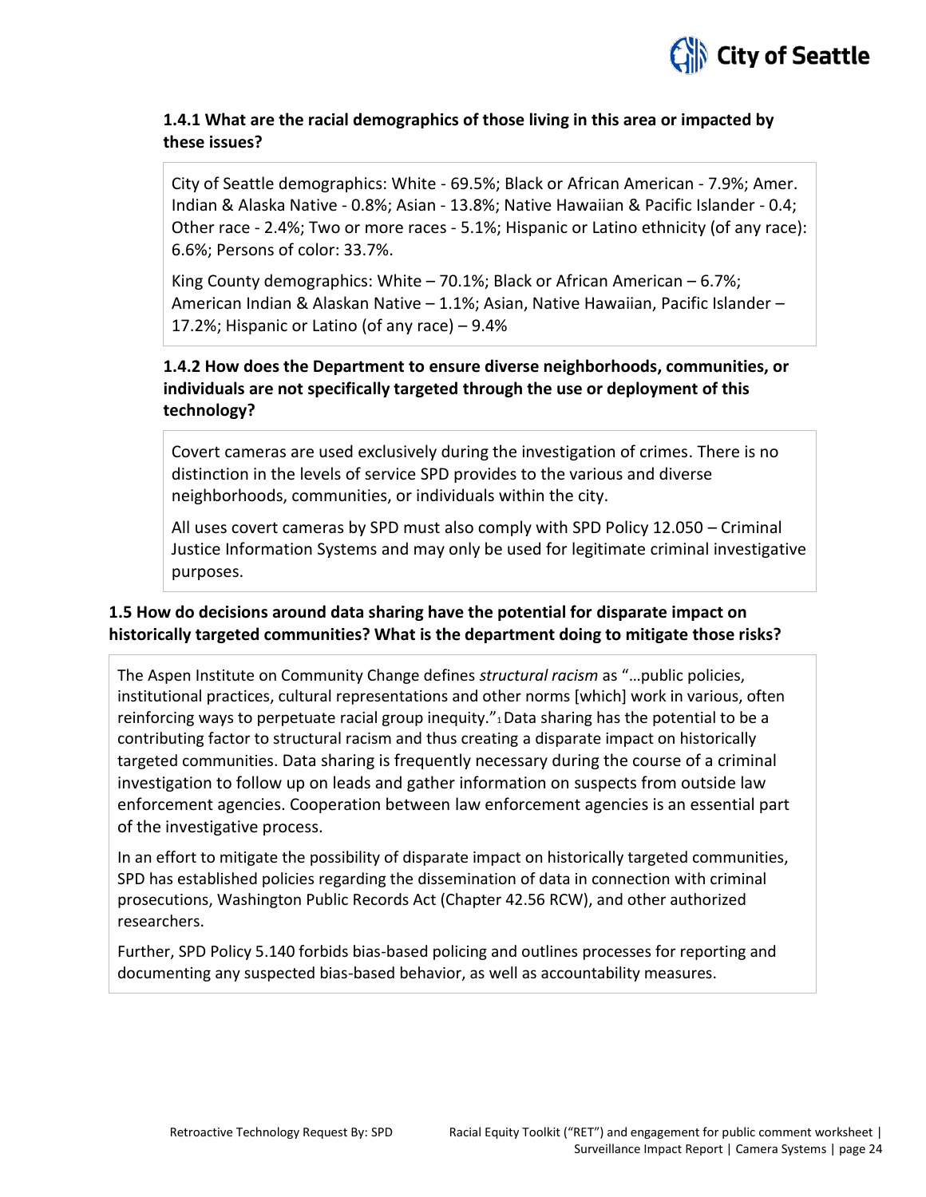### 1.4.1 What are the racial demographics of those living in this area or impacted by these issues?

City of Seattle demographics: White - 69.5%; Black or African American - 7.9%; Amer. Indian & Alaska Native - 0.8%; Asian - 13.8%; Native Hawaiian & Pacific Islander - 0.4; Other race - 2.4%; Two or more races - 5.1%; Hispanic or Latino ethnicity (of any race): 6.6%; Persons of color: 33.7%.

King County demographics: White – 70.1%; Black or African American – 6.7%; American Indian & Alaskan Native – 1.1%; Asian, Native Hawaiian, Pacific Islander – 17.2%; Hispanic or Latino (of any race) – 9.4%

### 1.4.2 How does the Department to ensure diverse neighborhoods, communities, or individuals are not specifically targeted through the use or deployment of this technology?

Covert cameras are used exclusively during the investigation of crimes. There is no distinction in the levels of service SPD provides to the various and diverse neighborhoods, communities, or individuals within the city.

All uses covert cameras by SPD must also comply with SPD Policy 12.050 – Criminal Justice Information Systems and may only be used for legitimate criminal investigative purposes.

### 1.5 How do decisions around data sharing have the potential for disparate impact on historically targeted communities? What is the department doing to mitigate those risks?

The Aspen Institute on Community Change defines *structural racism* as "…public policies, institutional practices, cultural representations and other norms [which] work in various, often reinforcing ways to perpetuate racial group inequity."[1] Data sharing has the potential to be a contributing factor to structural racism and thus creating a disparate impact on historically targeted communities. Data sharing is frequently necessary during the course of a criminal investigation to follow up on leads and gather information on suspects from outside law enforcement agencies. Cooperation between law enforcement agencies is an essential part of the investigative process.

In an effort to mitigate the possibility of disparate impact on historically targeted communities, SPD has established policies regarding the dissemination of data in connection with criminal prosecutions, Washington Public Records Act (Chapter 42.56 RCW), and other authorized researchers.

Further, SPD Policy 5.140 forbids bias-based policing and outlines processes for reporting and documenting any suspected bias-based behavior, as well as accountability measures.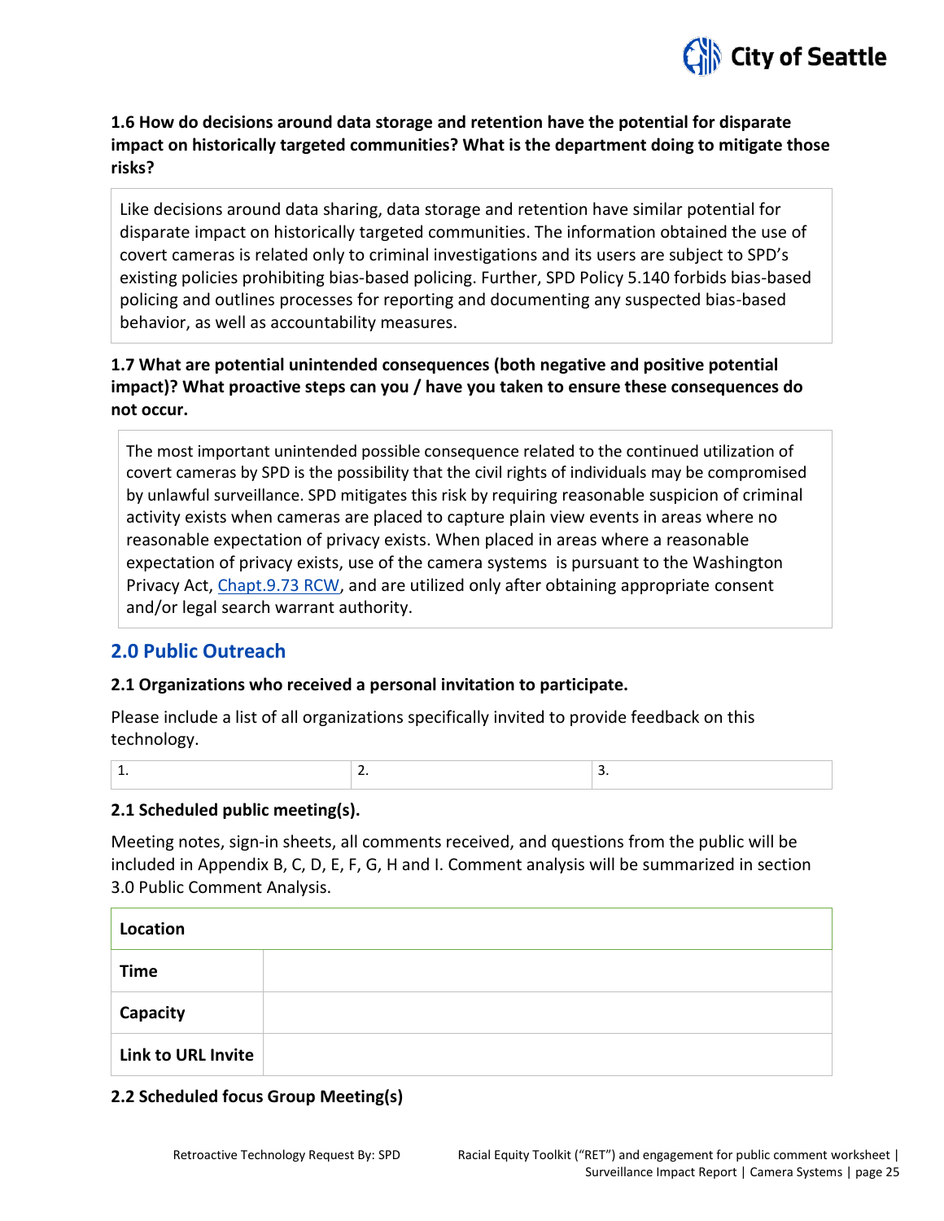**1.6 How do decisions around data storage and retention have the potential for disparate impact on historically targeted communities? What is the department doing to mitigate those risks?**

Like decisions around data sharing, data storage and retention have similar potential for disparate impact on historically targeted communities. The information obtained the use of covert cameras is related only to criminal investigations and its users are subject to SPD's existing policies prohibiting bias-based policing. Further, SPD Policy 5.140 forbids bias-based policing and outlines processes for reporting and documenting any suspected bias-based behavior, as well as accountability measures.

**1.7 What are potential unintended consequences (both negative and positive potential impact)? What proactive steps can you / have you taken to ensure these consequences do not occur.**

The most important unintended possible consequence related to the continued utilization of covert cameras by SPD is the possibility that the civil rights of individuals may be compromised by unlawful surveillance. SPD mitigates this risk by requiring reasonable suspicion of criminal activity exists when cameras are placed to capture plain view events in areas where no reasonable expectation of privacy exists. When placed in areas where a reasonable expectation of privacy exists, use of the camera systems is pursuant to the Washington Privacy Act, Chapt.9.73 RCW, and are utilized only after obtaining appropriate consent and/or legal search warrant authority.

## 2.0 Public Outreach

**2.1 Organizations who received a personal invitation to participate.**

Please include a list of all organizations specifically invited to provide feedback on this technology.

| 1. | 2. | 3. |
|---|---|---|

**2.1 Scheduled public meeting(s).**

Meeting notes, sign-in sheets, all comments received, and questions from the public will be included in Appendix B, C, D, E, F, G, H and I. Comment analysis will be summarized in section 3.0 Public Comment Analysis.

| Location | |
|---|---|
| Time | |
| Capacity | |
| Link to URL Invite | |

**2.2 Scheduled focus Group Meeting(s)**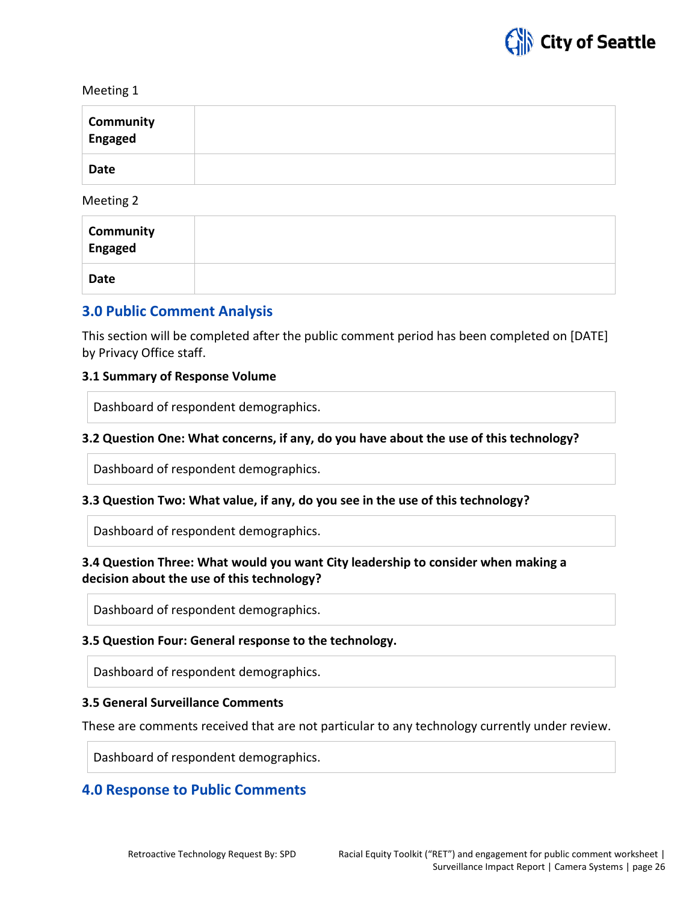Meeting 1

| Community Engaged | |
|---|---|
| Date | |

Meeting 2

| Community Engaged | |
|---|---|
| Date | |

## 3.0 Public Comment Analysis

This section will be completed after the public comment period has been completed on [DATE] by Privacy Office staff.

### 3.1 Summary of Response Volume

| Dashboard of respondent demographics. |
|---|

### 3.2 Question One: What concerns, if any, do you have about the use of this technology?

| Dashboard of respondent demographics. |
|---|

### 3.3 Question Two: What value, if any, do you see in the use of this technology?

| Dashboard of respondent demographics. |
|---|

### 3.4 Question Three: What would you want City leadership to consider when making a decision about the use of this technology?

| Dashboard of respondent demographics. |
|---|

### 3.5 Question Four: General response to the technology.

| Dashboard of respondent demographics. |
|---|

### 3.5 General Surveillance Comments

These are comments received that are not particular to any technology currently under review.

| Dashboard of respondent demographics. |
|---|

## 4.0 Response to Public Comments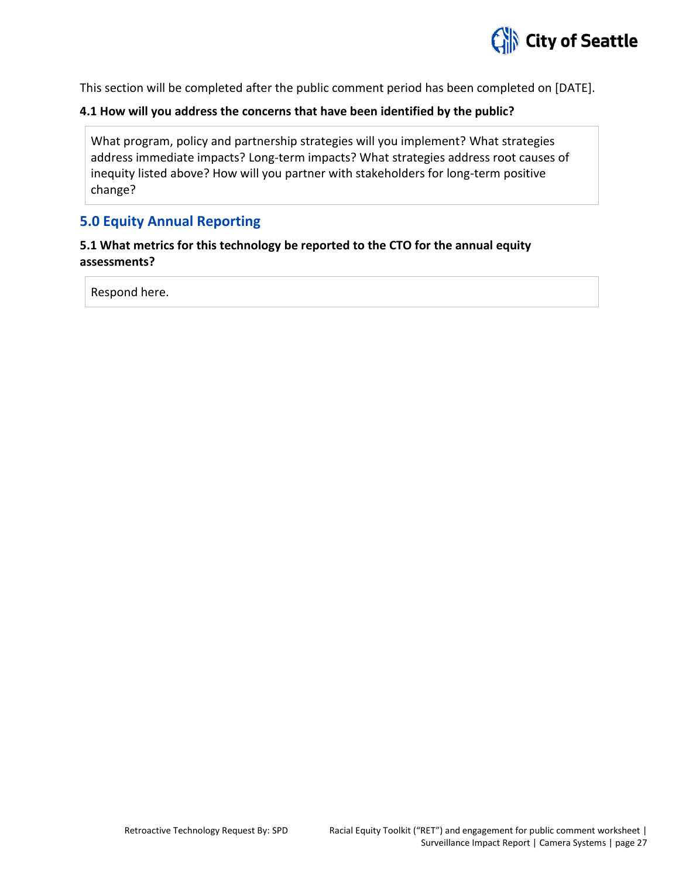This section will be completed after the public comment period has been completed on [DATE].

**4.1 How will you address the concerns that have been identified by the public?**

What program, policy and partnership strategies will you implement? What strategies address immediate impacts? Long-term impacts? What strategies address root causes of inequity listed above? How will you partner with stakeholders for long-term positive change?

## 5.0 Equity Annual Reporting

**5.1 What metrics for this technology be reported to the CTO for the annual equity assessments?**

Respond here.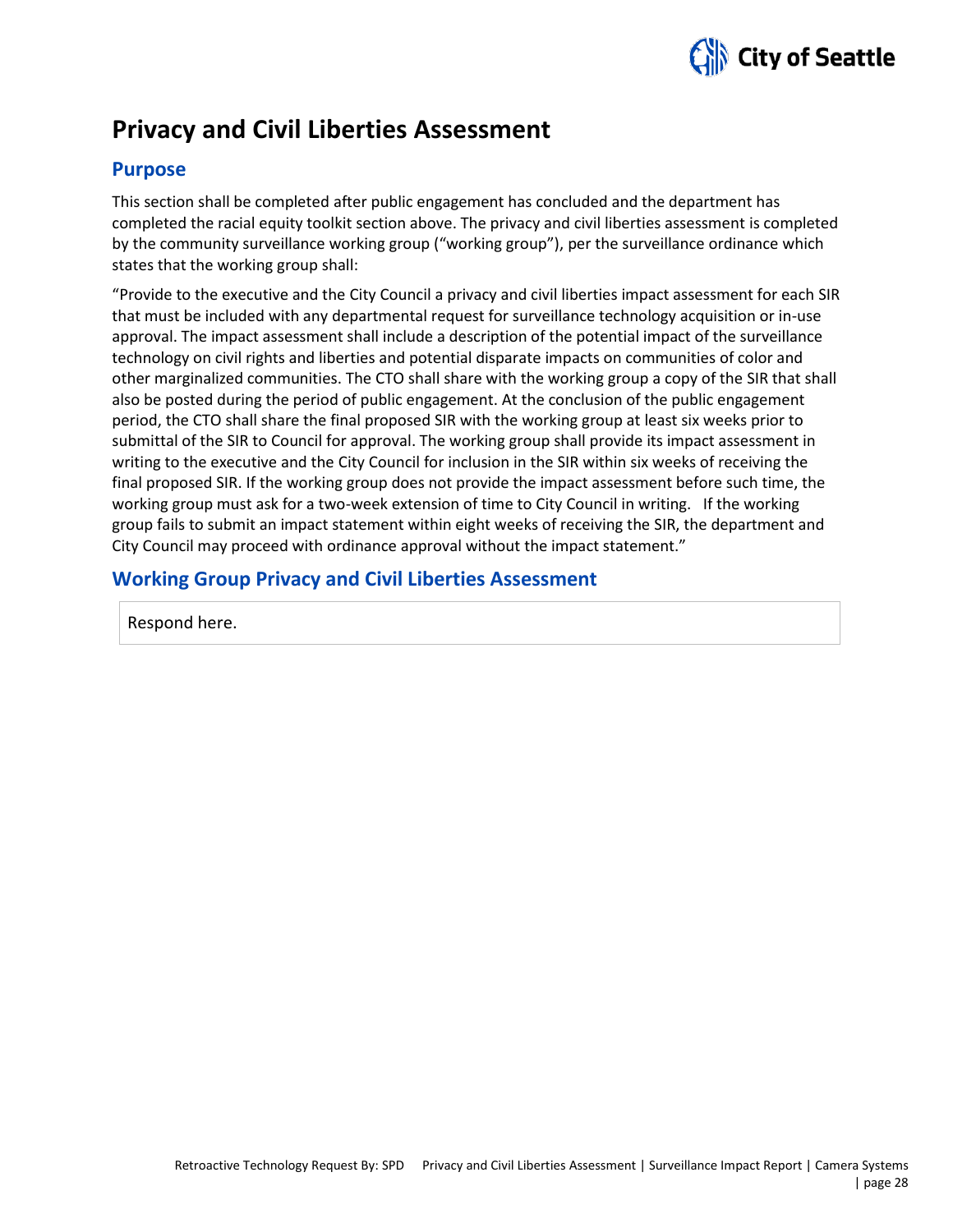# Privacy and Civil Liberties Assessment

## Purpose

This section shall be completed after public engagement has concluded and the department has completed the racial equity toolkit section above. The privacy and civil liberties assessment is completed by the community surveillance working group ("working group"), per the surveillance ordinance which states that the working group shall:

"Provide to the executive and the City Council a privacy and civil liberties impact assessment for each SIR that must be included with any departmental request for surveillance technology acquisition or in-use approval. The impact assessment shall include a description of the potential impact of the surveillance technology on civil rights and liberties and potential disparate impacts on communities of color and other marginalized communities. The CTO shall share with the working group a copy of the SIR that shall also be posted during the period of public engagement. At the conclusion of the public engagement period, the CTO shall share the final proposed SIR with the working group at least six weeks prior to submittal of the SIR to Council for approval. The working group shall provide its impact assessment in writing to the executive and the City Council for inclusion in the SIR within six weeks of receiving the final proposed SIR. If the working group does not provide the impact assessment before such time, the working group must ask for a two-week extension of time to City Council in writing. If the working group fails to submit an impact statement within eight weeks of receiving the SIR, the department and City Council may proceed with ordinance approval without the impact statement."

## Working Group Privacy and Civil Liberties Assessment

Respond here.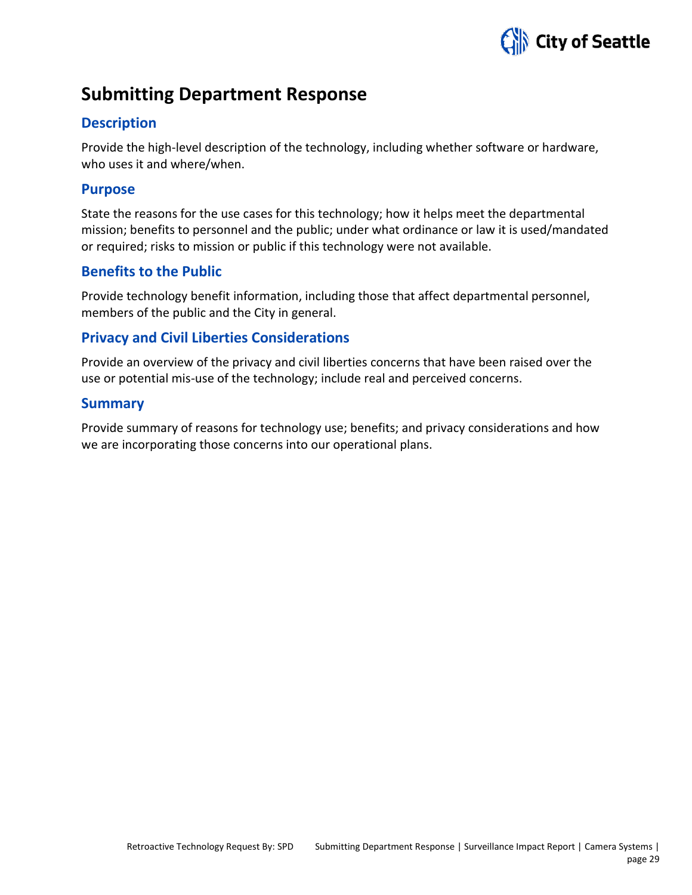# Submitting Department Response

## Description

Provide the high-level description of the technology, including whether software or hardware, who uses it and where/when.

## Purpose

State the reasons for the use cases for this technology; how it helps meet the departmental mission; benefits to personnel and the public; under what ordinance or law it is used/mandated or required; risks to mission or public if this technology were not available.

## Benefits to the Public

Provide technology benefit information, including those that affect departmental personnel, members of the public and the City in general.

## Privacy and Civil Liberties Considerations

Provide an overview of the privacy and civil liberties concerns that have been raised over the use or potential mis-use of the technology; include real and perceived concerns.

## Summary

Provide summary of reasons for technology use; benefits; and privacy considerations and how we are incorporating those concerns into our operational plans.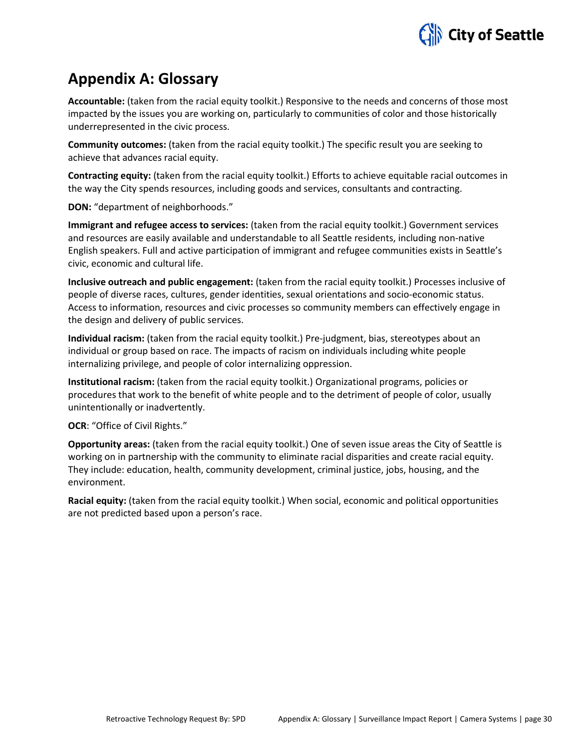# Appendix A: Glossary

**Accountable:** (taken from the racial equity toolkit.) Responsive to the needs and concerns of those most impacted by the issues you are working on, particularly to communities of color and those historically underrepresented in the civic process.

**Community outcomes:** (taken from the racial equity toolkit.) The specific result you are seeking to achieve that advances racial equity.

**Contracting equity:** (taken from the racial equity toolkit.) Efforts to achieve equitable racial outcomes in the way the City spends resources, including goods and services, consultants and contracting.

**DON:** "department of neighborhoods."

**Immigrant and refugee access to services:** (taken from the racial equity toolkit.) Government services and resources are easily available and understandable to all Seattle residents, including non-native English speakers. Full and active participation of immigrant and refugee communities exists in Seattle's civic, economic and cultural life.

**Inclusive outreach and public engagement:** (taken from the racial equity toolkit.) Processes inclusive of people of diverse races, cultures, gender identities, sexual orientations and socio-economic status. Access to information, resources and civic processes so community members can effectively engage in the design and delivery of public services.

**Individual racism:** (taken from the racial equity toolkit.) Pre-judgment, bias, stereotypes about an individual or group based on race. The impacts of racism on individuals including white people internalizing privilege, and people of color internalizing oppression.

**Institutional racism:** (taken from the racial equity toolkit.) Organizational programs, policies or procedures that work to the benefit of white people and to the detriment of people of color, usually unintentionally or inadvertently.

**OCR**: "Office of Civil Rights."

**Opportunity areas:** (taken from the racial equity toolkit.) One of seven issue areas the City of Seattle is working on in partnership with the community to eliminate racial disparities and create racial equity. They include: education, health, community development, criminal justice, jobs, housing, and the environment.

**Racial equity:** (taken from the racial equity toolkit.) When social, economic and political opportunities are not predicted based upon a person's race.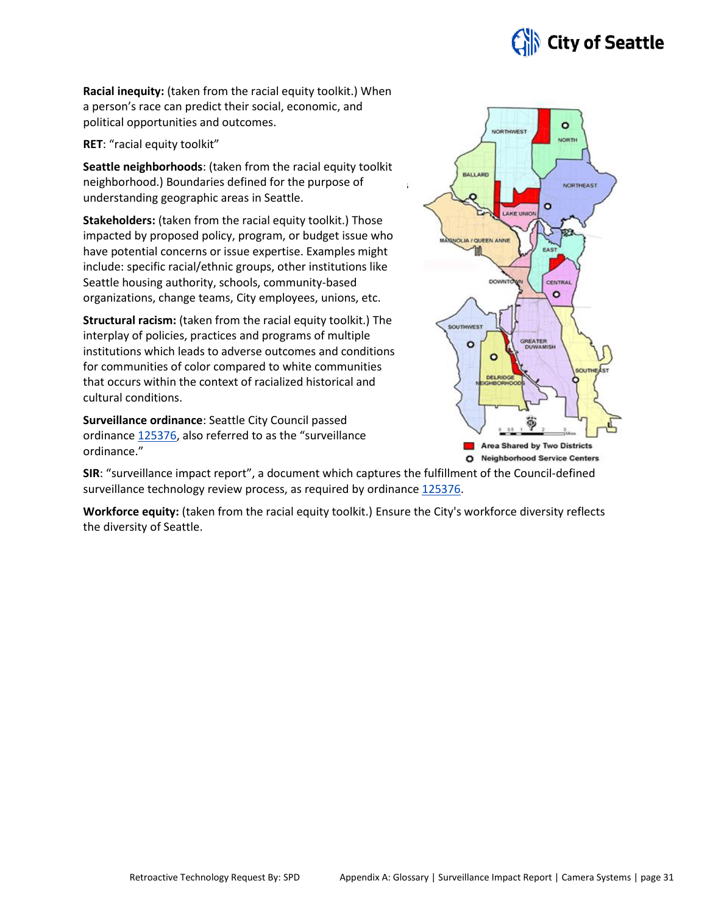**Racial inequity:** (taken from the racial equity toolkit.) When a person's race can predict their social, economic, and political opportunities and outcomes.

**RET**: "racial equity toolkit"

**Seattle neighborhoods**: (taken from the racial equity toolkit neighborhood.) Boundaries defined for the purpose of understanding geographic areas in Seattle.

**Stakeholders:** (taken from the racial equity toolkit.) Those impacted by proposed policy, program, or budget issue who have potential concerns or issue expertise. Examples might include: specific racial/ethnic groups, other institutions like Seattle housing authority, schools, community-based organizations, change teams, City employees, unions, etc.

**Structural racism:** (taken from the racial equity toolkit.) The interplay of policies, practices and programs of multiple institutions which leads to adverse outcomes and conditions for communities of color compared to white communities that occurs within the context of racialized historical and cultural conditions.

**Surveillance ordinance**: Seattle City Council passed ordinance 125376, also referred to as the "surveillance ordinance."

**SIR**: "surveillance impact report", a document which captures the fulfillment of the Council-defined surveillance technology review process, as required by ordinance 125376.

**Workforce equity:** (taken from the racial equity toolkit.) Ensure the City's workforce diversity reflects the diversity of Seattle.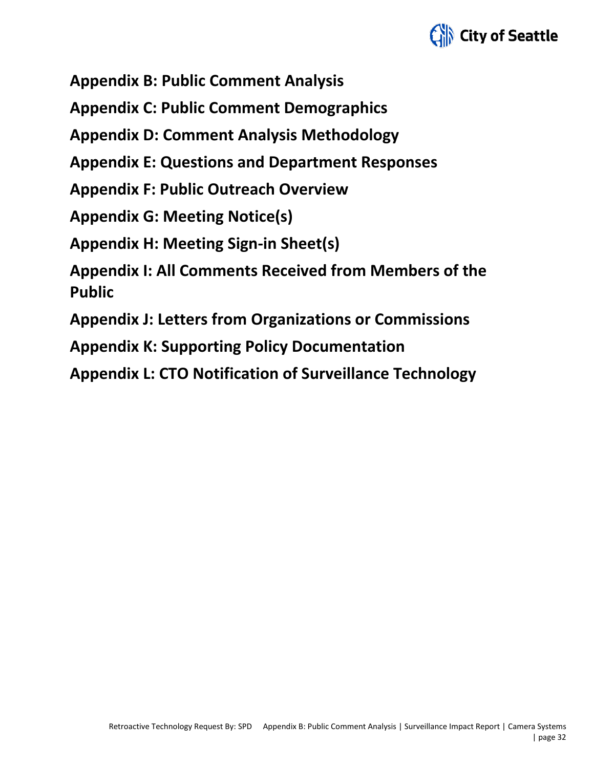## Appendix B: Public Comment Analysis

## Appendix C: Public Comment Demographics

## Appendix D: Comment Analysis Methodology

## Appendix E: Questions and Department Responses

## Appendix F: Public Outreach Overview

## Appendix G: Meeting Notice(s)

## Appendix H: Meeting Sign-in Sheet(s)

## Appendix I: All Comments Received from Members of the Public

## Appendix J: Letters from Organizations or Commissions

## Appendix K: Supporting Policy Documentation

## Appendix L: CTO Notification of Surveillance Technology